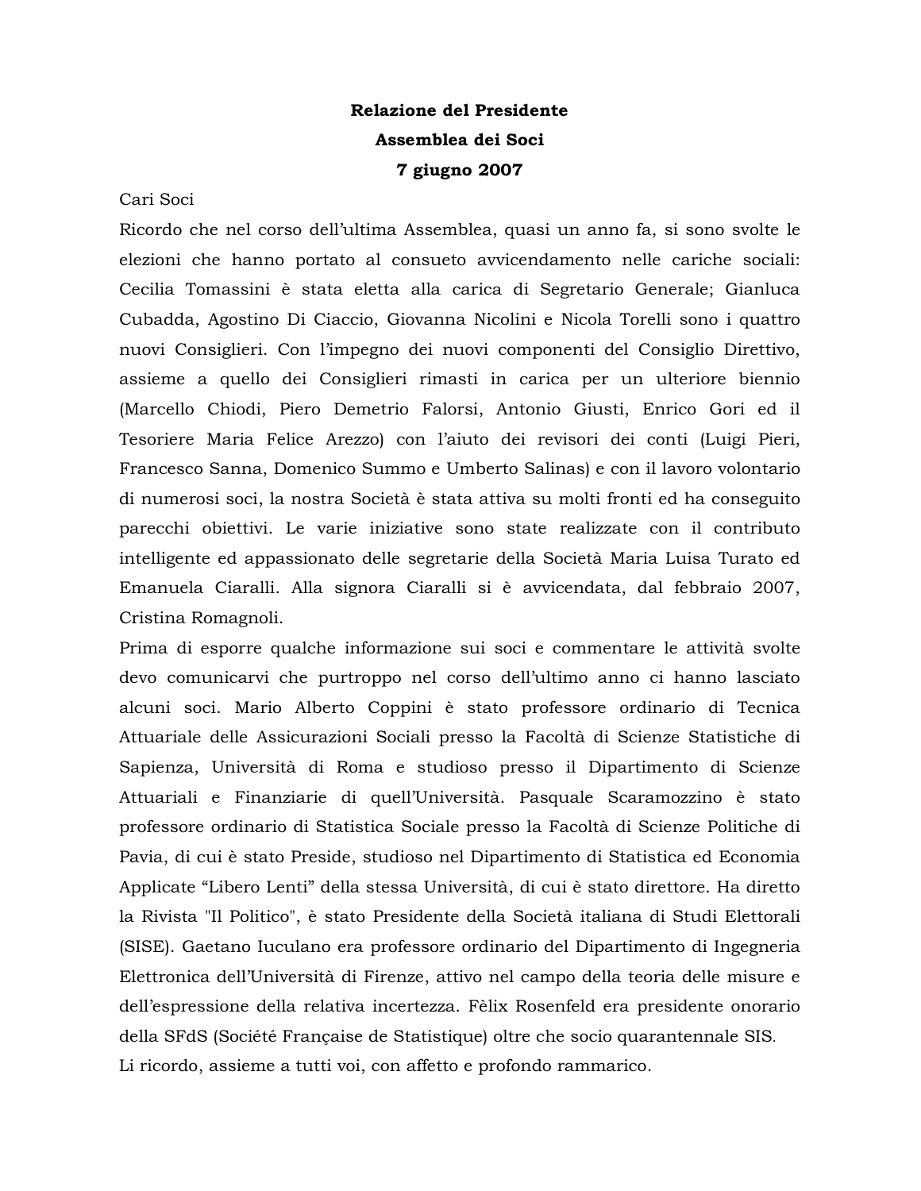**Relazione del Presidente**

**Assemblea dei Soci**

**7 giugno 2007**

Cari Soci

Ricordo che nel corso dell'ultima Assemblea, quasi un anno fa, si sono svolte le elezioni che hanno portato al consueto avvicendamento nelle cariche sociali: Cecilia Tomassini è stata eletta alla carica di Segretario Generale; Gianluca Cubadda, Agostino Di Ciaccio, Giovanna Nicolini e Nicola Torelli sono i quattro nuovi Consiglieri. Con l'impegno dei nuovi componenti del Consiglio Direttivo, assieme a quello dei Consiglieri rimasti in carica per un ulteriore biennio (Marcello Chiodi, Piero Demetrio Falorsi, Antonio Giusti, Enrico Gori ed il Tesoriere Maria Felice Arezzo) con l'aiuto dei revisori dei conti (Luigi Pieri, Francesco Sanna, Domenico Summo e Umberto Salinas) e con il lavoro volontario di numerosi soci, la nostra Società è stata attiva su molti fronti ed ha conseguito parecchi obiettivi. Le varie iniziative sono state realizzate con il contributo intelligente ed appassionato delle segretarie della Società Maria Luisa Turato ed Emanuela Ciaralli. Alla signora Ciaralli si è avvicendata, dal febbraio 2007, Cristina Romagnoli.

Prima di esporre qualche informazione sui soci e commentare le attività svolte devo comunicarvi che purtroppo nel corso dell'ultimo anno ci hanno lasciato alcuni soci. Mario Alberto Coppini è stato professore ordinario di Tecnica Attuariale delle Assicurazioni Sociali presso la Facoltà di Scienze Statistiche di Sapienza, Università di Roma e studioso presso il Dipartimento di Scienze Attuariali e Finanziarie di quell'Università. Pasquale Scaramozzino è stato professore ordinario di Statistica Sociale presso la Facoltà di Scienze Politiche di Pavia, di cui è stato Preside, studioso nel Dipartimento di Statistica ed Economia Applicate "Libero Lenti" della stessa Università, di cui è stato direttore. Ha diretto la Rivista "Il Politico", è stato Presidente della Società italiana di Studi Elettorali (SISE). Gaetano Iuculano era professore ordinario del Dipartimento di Ingegneria Elettronica dell'Università di Firenze, attivo nel campo della teoria delle misure e dell'espressione della relativa incertezza. Fèlix Rosenfeld era presidente onorario della SFdS (Société Française de Statistique) oltre che socio quarantennale SIS.

Li ricordo, assieme a tutti voi, con affetto e profondo rammarico.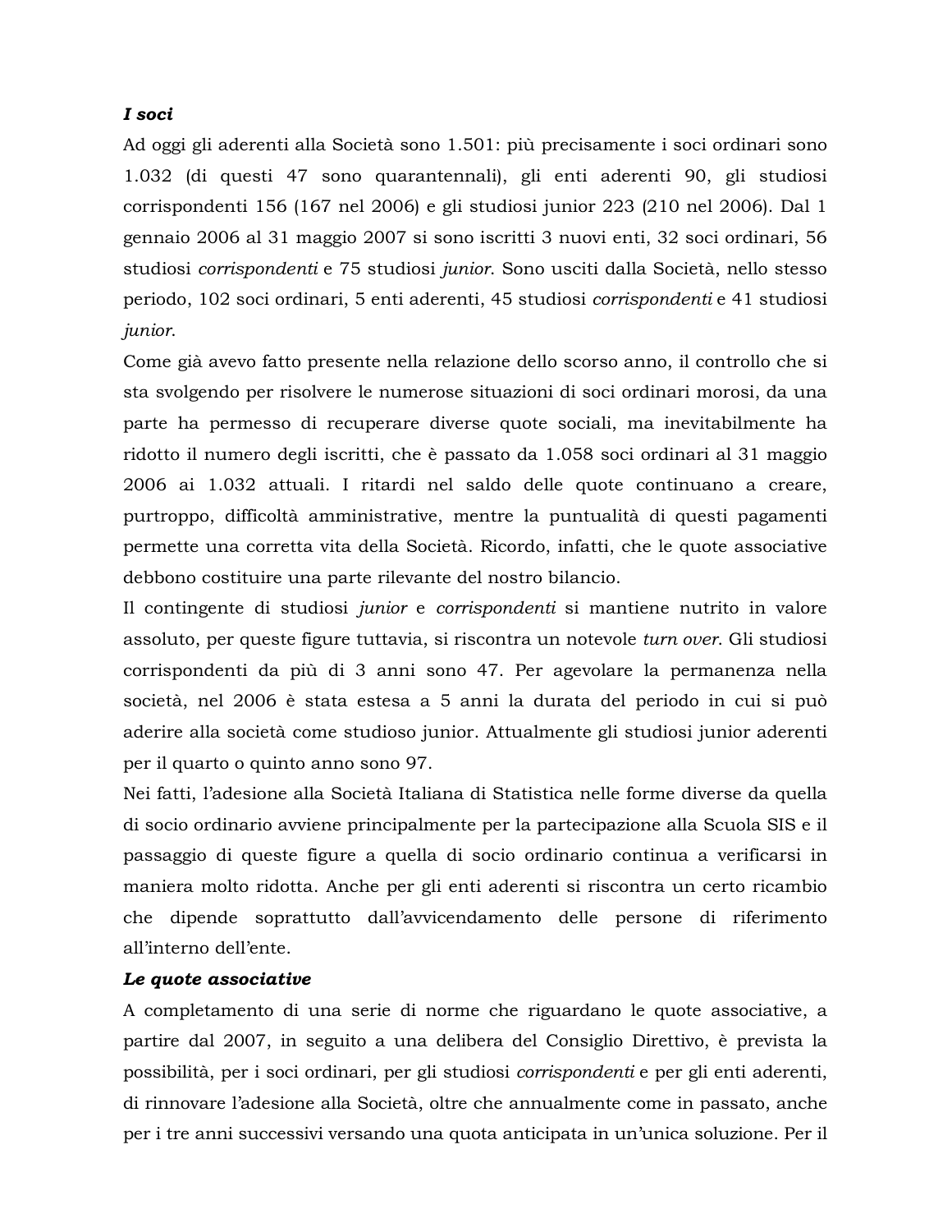***I soci***

Ad oggi gli aderenti alla Società sono 1.501: più precisamente i soci ordinari sono 1.032 (di questi 47 sono quarantennali), gli enti aderenti 90, gli studiosi corrispondenti 156 (167 nel 2006) e gli studiosi junior 223 (210 nel 2006). Dal 1 gennaio 2006 al 31 maggio 2007 si sono iscritti 3 nuovi enti, 32 soci ordinari, 56 studiosi *corrispondenti* e 75 studiosi *junior*. Sono usciti dalla Società, nello stesso periodo, 102 soci ordinari, 5 enti aderenti, 45 studiosi *corrispondenti* e 41 studiosi *junior*.

Come già avevo fatto presente nella relazione dello scorso anno, il controllo che si sta svolgendo per risolvere le numerose situazioni di soci ordinari morosi, da una parte ha permesso di recuperare diverse quote sociali, ma inevitabilmente ha ridotto il numero degli iscritti, che è passato da 1.058 soci ordinari al 31 maggio 2006 ai 1.032 attuali. I ritardi nel saldo delle quote continuano a creare, purtroppo, difficoltà amministrative, mentre la puntualità di questi pagamenti permette una corretta vita della Società. Ricordo, infatti, che le quote associative debbono costituire una parte rilevante del nostro bilancio.

Il contingente di studiosi *junior* e *corrispondenti* si mantiene nutrito in valore assoluto, per queste figure tuttavia, si riscontra un notevole *turn over*. Gli studiosi corrispondenti da più di 3 anni sono 47. Per agevolare la permanenza nella società, nel 2006 è stata estesa a 5 anni la durata del periodo in cui si può aderire alla società come studioso junior. Attualmente gli studiosi junior aderenti per il quarto o quinto anno sono 97.

Nei fatti, l'adesione alla Società Italiana di Statistica nelle forme diverse da quella di socio ordinario avviene principalmente per la partecipazione alla Scuola SIS e il passaggio di queste figure a quella di socio ordinario continua a verificarsi in maniera molto ridotta. Anche per gli enti aderenti si riscontra un certo ricambio che dipende soprattutto dall'avvicendamento delle persone di riferimento all'interno dell'ente.

***Le quote associative***

A completamento di una serie di norme che riguardano le quote associative, a partire dal 2007, in seguito a una delibera del Consiglio Direttivo, è prevista la possibilità, per i soci ordinari, per gli studiosi *corrispondenti* e per gli enti aderenti, di rinnovare l'adesione alla Società, oltre che annualmente come in passato, anche per i tre anni successivi versando una quota anticipata in un'unica soluzione. Per il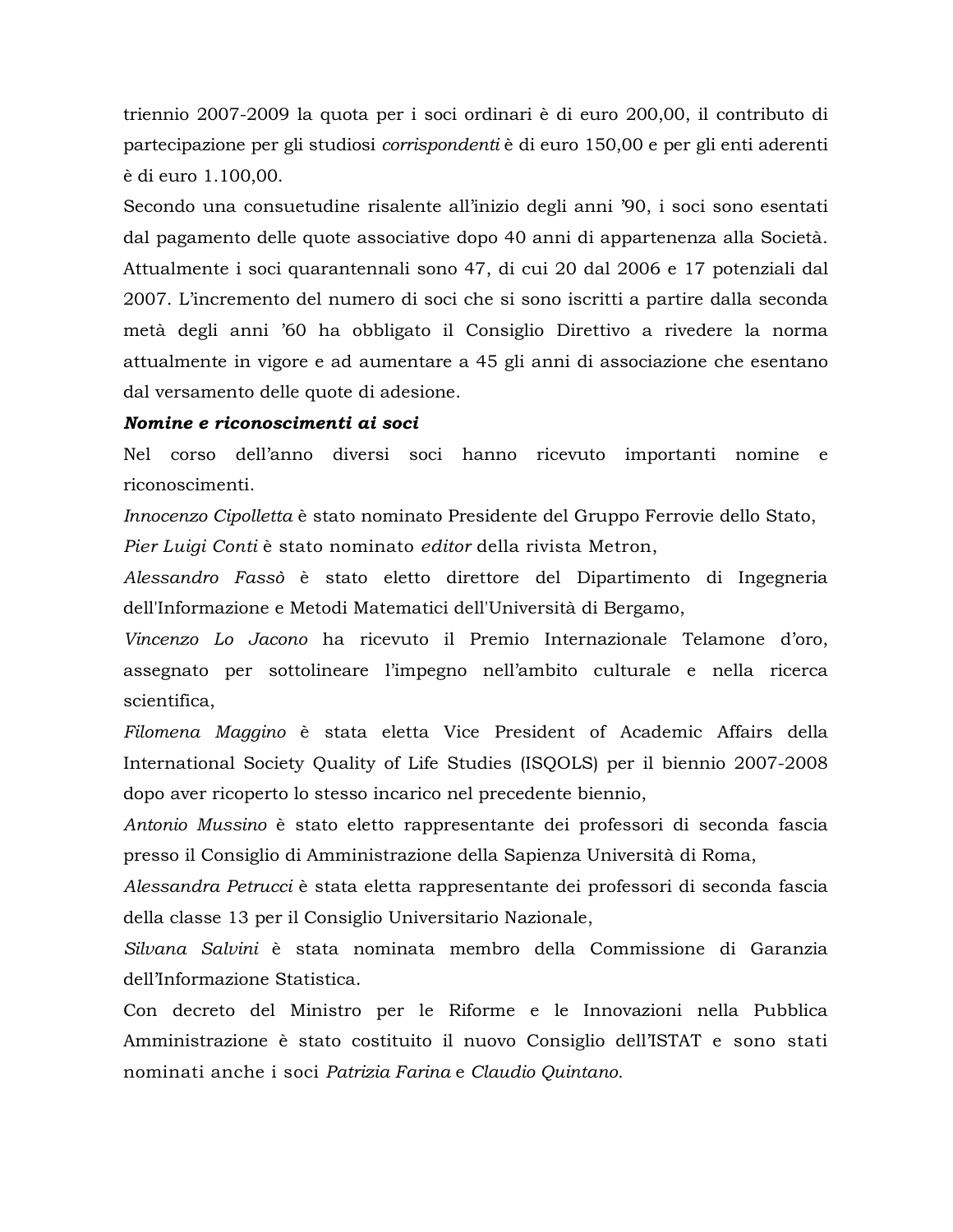triennio 2007-2009 la quota per i soci ordinari è di euro 200,00, il contributo di partecipazione per gli studiosi *corrispondenti* è di euro 150,00 e per gli enti aderenti è di euro 1.100,00.

Secondo una consuetudine risalente all'inizio degli anni '90, i soci sono esentati dal pagamento delle quote associative dopo 40 anni di appartenenza alla Società. Attualmente i soci quarantennali sono 47, di cui 20 dal 2006 e 17 potenziali dal 2007. L'incremento del numero di soci che si sono iscritti a partire dalla seconda metà degli anni '60 ha obbligato il Consiglio Direttivo a rivedere la norma attualmente in vigore e ad aumentare a 45 gli anni di associazione che esentano dal versamento delle quote di adesione.

***Nomine e riconoscimenti ai soci***

Nel corso dell'anno diversi soci hanno ricevuto importanti nomine e riconoscimenti.

*Innocenzo Cipolletta* è stato nominato Presidente del Gruppo Ferrovie dello Stato,

*Pier Luigi Conti* è stato nominato *editor* della rivista Metron,

*Alessandro Fassò* è stato eletto direttore del Dipartimento di Ingegneria dell'Informazione e Metodi Matematici dell'Università di Bergamo,

*Vincenzo Lo Jacono* ha ricevuto il Premio Internazionale Telamone d'oro, assegnato per sottolineare l'impegno nell'ambito culturale e nella ricerca scientifica,

*Filomena Maggino* è stata eletta Vice President of Academic Affairs della International Society Quality of Life Studies (ISQOLS) per il biennio 2007-2008 dopo aver ricoperto lo stesso incarico nel precedente biennio,

*Antonio Mussino* è stato eletto rappresentante dei professori di seconda fascia presso il Consiglio di Amministrazione della Sapienza Università di Roma,

*Alessandra Petrucci* è stata eletta rappresentante dei professori di seconda fascia della classe 13 per il Consiglio Universitario Nazionale,

*Silvana Salvini* è stata nominata membro della Commissione di Garanzia dell'Informazione Statistica.

Con decreto del Ministro per le Riforme e le Innovazioni nella Pubblica Amministrazione è stato costituito il nuovo Consiglio dell'ISTAT e sono stati nominati anche i soci *Patrizia Farina* e *Claudio Quintano*.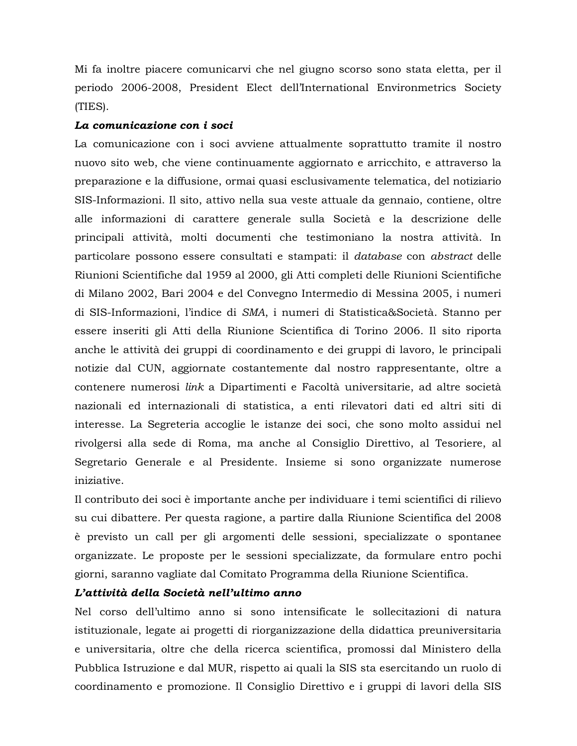Mi fa inoltre piacere comunicarvi che nel giugno scorso sono stata eletta, per il periodo 2006-2008, President Elect dell'International Environmetrics Society (TIES).

### *La comunicazione con i soci*

La comunicazione con i soci avviene attualmente soprattutto tramite il nostro nuovo sito web, che viene continuamente aggiornato e arricchito, e attraverso la preparazione e la diffusione, ormai quasi esclusivamente telematica, del notiziario SIS-Informazioni. Il sito, attivo nella sua veste attuale da gennaio, contiene, oltre alle informazioni di carattere generale sulla Società e la descrizione delle principali attività, molti documenti che testimoniano la nostra attività. In particolare possono essere consultati e stampati: il *database* con *abstract* delle Riunioni Scientifiche dal 1959 al 2000, gli Atti completi delle Riunioni Scientifiche di Milano 2002, Bari 2004 e del Convegno Intermedio di Messina 2005, i numeri di SIS-Informazioni, l'indice di *SMA*, i numeri di Statistica&Società. Stanno per essere inseriti gli Atti della Riunione Scientifica di Torino 2006. Il sito riporta anche le attività dei gruppi di coordinamento e dei gruppi di lavoro, le principali notizie dal CUN, aggiornate costantemente dal nostro rappresentante, oltre a contenere numerosi *link* a Dipartimenti e Facoltà universitarie, ad altre società nazionali ed internazionali di statistica, a enti rilevatori dati ed altri siti di interesse. La Segreteria accoglie le istanze dei soci, che sono molto assidui nel rivolgersi alla sede di Roma, ma anche al Consiglio Direttivo, al Tesoriere, al Segretario Generale e al Presidente. Insieme si sono organizzate numerose iniziative.

Il contributo dei soci è importante anche per individuare i temi scientifici di rilievo su cui dibattere. Per questa ragione, a partire dalla Riunione Scientifica del 2008 è previsto un call per gli argomenti delle sessioni, specializzate o spontanee organizzate. Le proposte per le sessioni specializzate, da formulare entro pochi giorni, saranno vagliate dal Comitato Programma della Riunione Scientifica.

### *L'attività della Società nell'ultimo anno*

Nel corso dell'ultimo anno si sono intensificate le sollecitazioni di natura istituzionale, legate ai progetti di riorganizzazione della didattica preuniversitaria e universitaria, oltre che della ricerca scientifica, promossi dal Ministero della Pubblica Istruzione e dal MUR, rispetto ai quali la SIS sta esercitando un ruolo di coordinamento e promozione. Il Consiglio Direttivo e i gruppi di lavori della SIS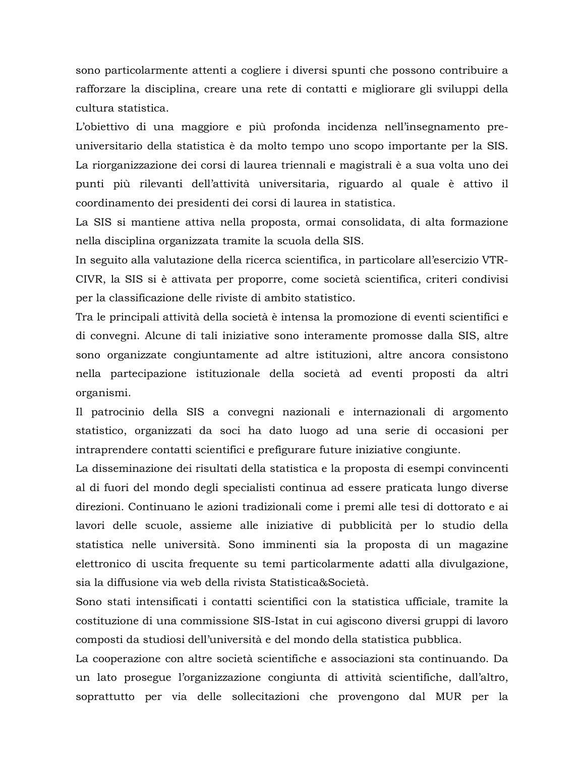sono particolarmente attenti a cogliere i diversi spunti che possono contribuire a rafforzare la disciplina, creare una rete di contatti e migliorare gli sviluppi della cultura statistica.

L'obiettivo di una maggiore e più profonda incidenza nell'insegnamento pre-universitario della statistica è da molto tempo uno scopo importante per la SIS. La riorganizzazione dei corsi di laurea triennali e magistrali è a sua volta uno dei punti più rilevanti dell'attività universitaria, riguardo al quale è attivo il coordinamento dei presidenti dei corsi di laurea in statistica.

La SIS si mantiene attiva nella proposta, ormai consolidata, di alta formazione nella disciplina organizzata tramite la scuola della SIS.

In seguito alla valutazione della ricerca scientifica, in particolare all'esercizio VTR-CIVR, la SIS si è attivata per proporre, come società scientifica, criteri condivisi per la classificazione delle riviste di ambito statistico.

Tra le principali attività della società è intensa la promozione di eventi scientifici e di convegni. Alcune di tali iniziative sono interamente promosse dalla SIS, altre sono organizzate congiuntamente ad altre istituzioni, altre ancora consistono nella partecipazione istituzionale della società ad eventi proposti da altri organismi.

Il patrocinio della SIS a convegni nazionali e internazionali di argomento statistico, organizzati da soci ha dato luogo ad una serie di occasioni per intraprendere contatti scientifici e prefigurare future iniziative congiunte.

La disseminazione dei risultati della statistica e la proposta di esempi convincenti al di fuori del mondo degli specialisti continua ad essere praticata lungo diverse direzioni. Continuano le azioni tradizionali come i premi alle tesi di dottorato e ai lavori delle scuole, assieme alle iniziative di pubblicità per lo studio della statistica nelle università. Sono imminenti sia la proposta di un magazine elettronico di uscita frequente su temi particolarmente adatti alla divulgazione, sia la diffusione via web della rivista Statistica&Società.

Sono stati intensificati i contatti scientifici con la statistica ufficiale, tramite la costituzione di una commissione SIS-Istat in cui agiscono diversi gruppi di lavoro composti da studiosi dell'università e del mondo della statistica pubblica.

La cooperazione con altre società scientifiche e associazioni sta continuando. Da un lato prosegue l'organizzazione congiunta di attività scientifiche, dall'altro, soprattutto per via delle sollecitazioni che provengono dal MUR per la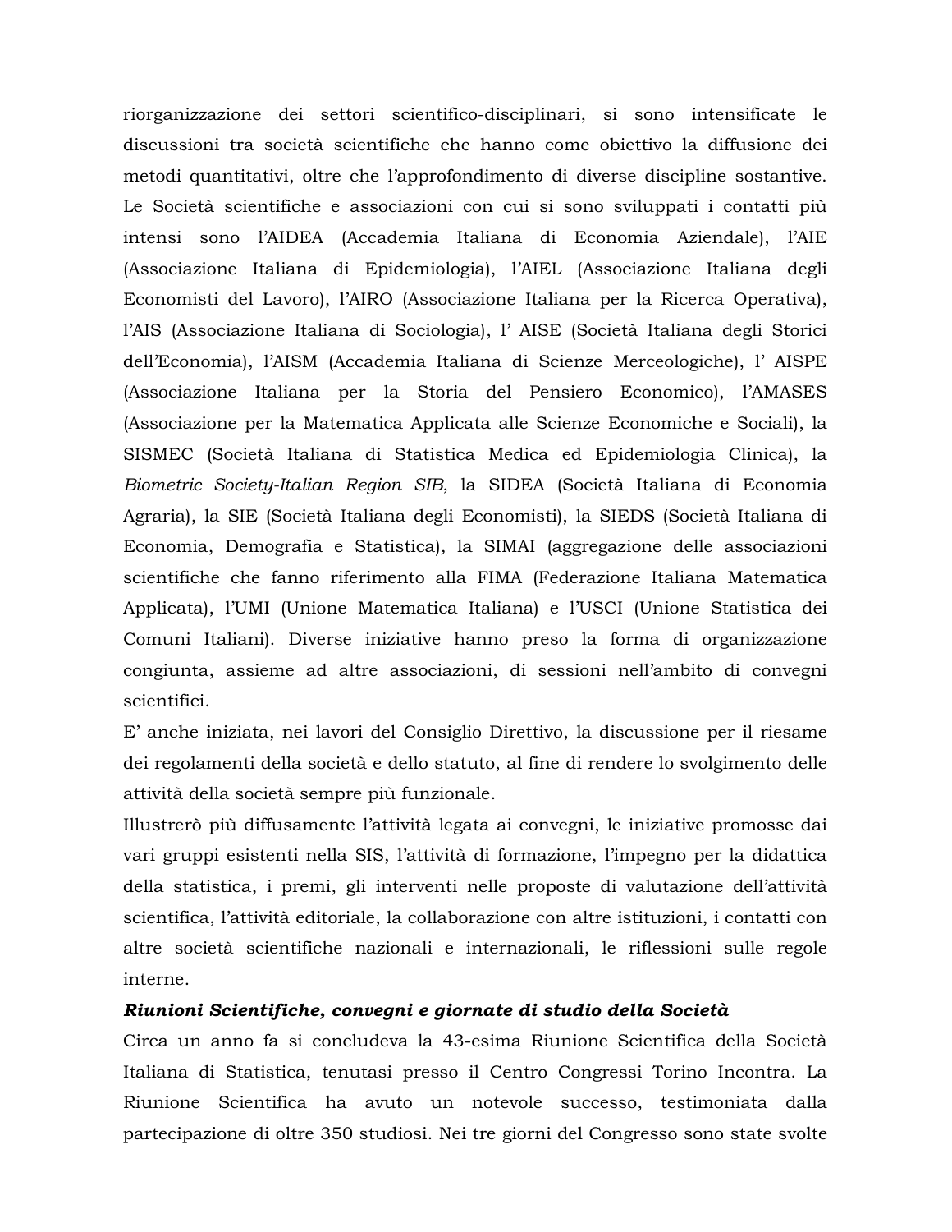riorganizzazione dei settori scientifico-disciplinari, si sono intensificate le discussioni tra società scientifiche che hanno come obiettivo la diffusione dei metodi quantitativi, oltre che l'approfondimento di diverse discipline sostantive. Le Società scientifiche e associazioni con cui si sono sviluppati i contatti più intensi sono l'AIDEA (Accademia Italiana di Economia Aziendale), l'AIE (Associazione Italiana di Epidemiologia), l'AIEL (Associazione Italiana degli Economisti del Lavoro), l'AIRO (Associazione Italiana per la Ricerca Operativa), l'AIS (Associazione Italiana di Sociologia), l' AISE (Società Italiana degli Storici dell'Economia), l'AISM (Accademia Italiana di Scienze Merceologiche), l' AISPE (Associazione Italiana per la Storia del Pensiero Economico), l'AMASES (Associazione per la Matematica Applicata alle Scienze Economiche e Sociali), la SISMEC (Società Italiana di Statistica Medica ed Epidemiologia Clinica), la *Biometric Society-Italian Region SIB*, la SIDEA (Società Italiana di Economia Agraria), la SIE (Società Italiana degli Economisti), la SIEDS (Società Italiana di Economia, Demografia e Statistica), la SIMAI (aggregazione delle associazioni scientifiche che fanno riferimento alla FIMA (Federazione Italiana Matematica Applicata), l'UMI (Unione Matematica Italiana) e l'USCI (Unione Statistica dei Comuni Italiani). Diverse iniziative hanno preso la forma di organizzazione congiunta, assieme ad altre associazioni, di sessioni nell'ambito di convegni scientifici.

E' anche iniziata, nei lavori del Consiglio Direttivo, la discussione per il riesame dei regolamenti della società e dello statuto, al fine di rendere lo svolgimento delle attività della società sempre più funzionale.

Illustrerò più diffusamente l'attività legata ai convegni, le iniziative promosse dai vari gruppi esistenti nella SIS, l'attività di formazione, l'impegno per la didattica della statistica, i premi, gli interventi nelle proposte di valutazione dell'attività scientifica, l'attività editoriale, la collaborazione con altre istituzioni, i contatti con altre società scientifiche nazionali e internazionali, le riflessioni sulle regole interne.

***Riunioni Scientifiche, convegni e giornate di studio della Società***

Circa un anno fa si concludeva la 43-esima Riunione Scientifica della Società Italiana di Statistica, tenutasi presso il Centro Congressi Torino Incontra. La Riunione Scientifica ha avuto un notevole successo, testimoniata dalla partecipazione di oltre 350 studiosi. Nei tre giorni del Congresso sono state svolte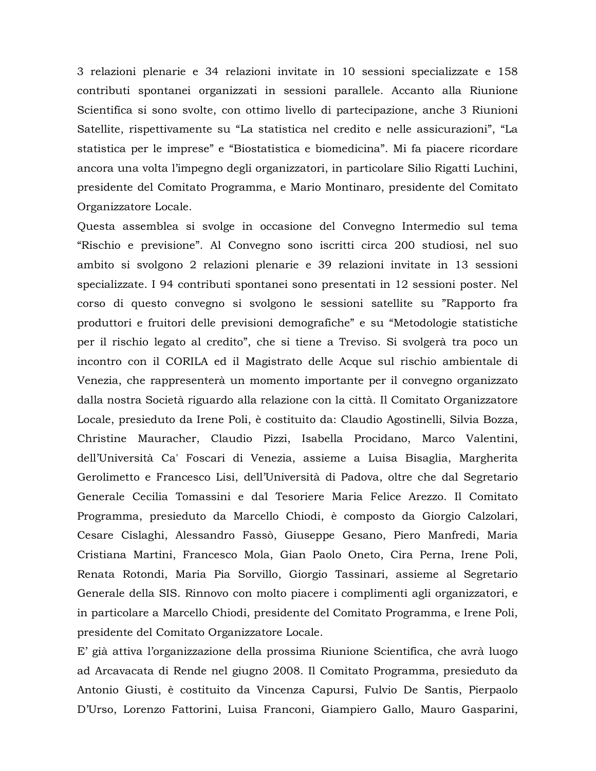3 relazioni plenarie e 34 relazioni invitate in 10 sessioni specializzate e 158 contributi spontanei organizzati in sessioni parallele. Accanto alla Riunione Scientifica si sono svolte, con ottimo livello di partecipazione, anche 3 Riunioni Satellite, rispettivamente su "La statistica nel credito e nelle assicurazioni", "La statistica per le imprese" e "Biostatistica e biomedicina". Mi fa piacere ricordare ancora una volta l'impegno degli organizzatori, in particolare Silio Rigatti Luchini, presidente del Comitato Programma, e Mario Montinaro, presidente del Comitato Organizzatore Locale.

Questa assemblea si svolge in occasione del Convegno Intermedio sul tema "Rischio e previsione". Al Convegno sono iscritti circa 200 studiosi, nel suo ambito si svolgono 2 relazioni plenarie e 39 relazioni invitate in 13 sessioni specializzate. I 94 contributi spontanei sono presentati in 12 sessioni poster. Nel corso di questo convegno si svolgono le sessioni satellite su "Rapporto fra produttori e fruitori delle previsioni demografiche" e su "Metodologie statistiche per il rischio legato al credito", che si tiene a Treviso. Si svolgerà tra poco un incontro con il CORILA ed il Magistrato delle Acque sul rischio ambientale di Venezia, che rappresenterà un momento importante per il convegno organizzato dalla nostra Società riguardo alla relazione con la città. Il Comitato Organizzatore Locale, presieduto da Irene Poli, è costituito da: Claudio Agostinelli, Silvia Bozza, Christine Mauracher, Claudio Pizzi, Isabella Procidano, Marco Valentini, dell'Università Ca' Foscari di Venezia, assieme a Luisa Bisaglia, Margherita Gerolimetto e Francesco Lisi, dell'Università di Padova, oltre che dal Segretario Generale Cecilia Tomassini e dal Tesoriere Maria Felice Arezzo. Il Comitato Programma, presieduto da Marcello Chiodi, è composto da Giorgio Calzolari, Cesare Cislaghi, Alessandro Fassò, Giuseppe Gesano, Piero Manfredi, Maria Cristiana Martini, Francesco Mola, Gian Paolo Oneto, Cira Perna, Irene Poli, Renata Rotondi, Maria Pia Sorvillo, Giorgio Tassinari, assieme al Segretario Generale della SIS. Rinnovo con molto piacere i complimenti agli organizzatori, e in particolare a Marcello Chiodi, presidente del Comitato Programma, e Irene Poli, presidente del Comitato Organizzatore Locale.

E' già attiva l'organizzazione della prossima Riunione Scientifica, che avrà luogo ad Arcavacata di Rende nel giugno 2008. Il Comitato Programma, presieduto da Antonio Giusti, è costituito da Vincenza Capursi, Fulvio De Santis, Pierpaolo D'Urso, Lorenzo Fattorini, Luisa Franconi, Giampiero Gallo, Mauro Gasparini,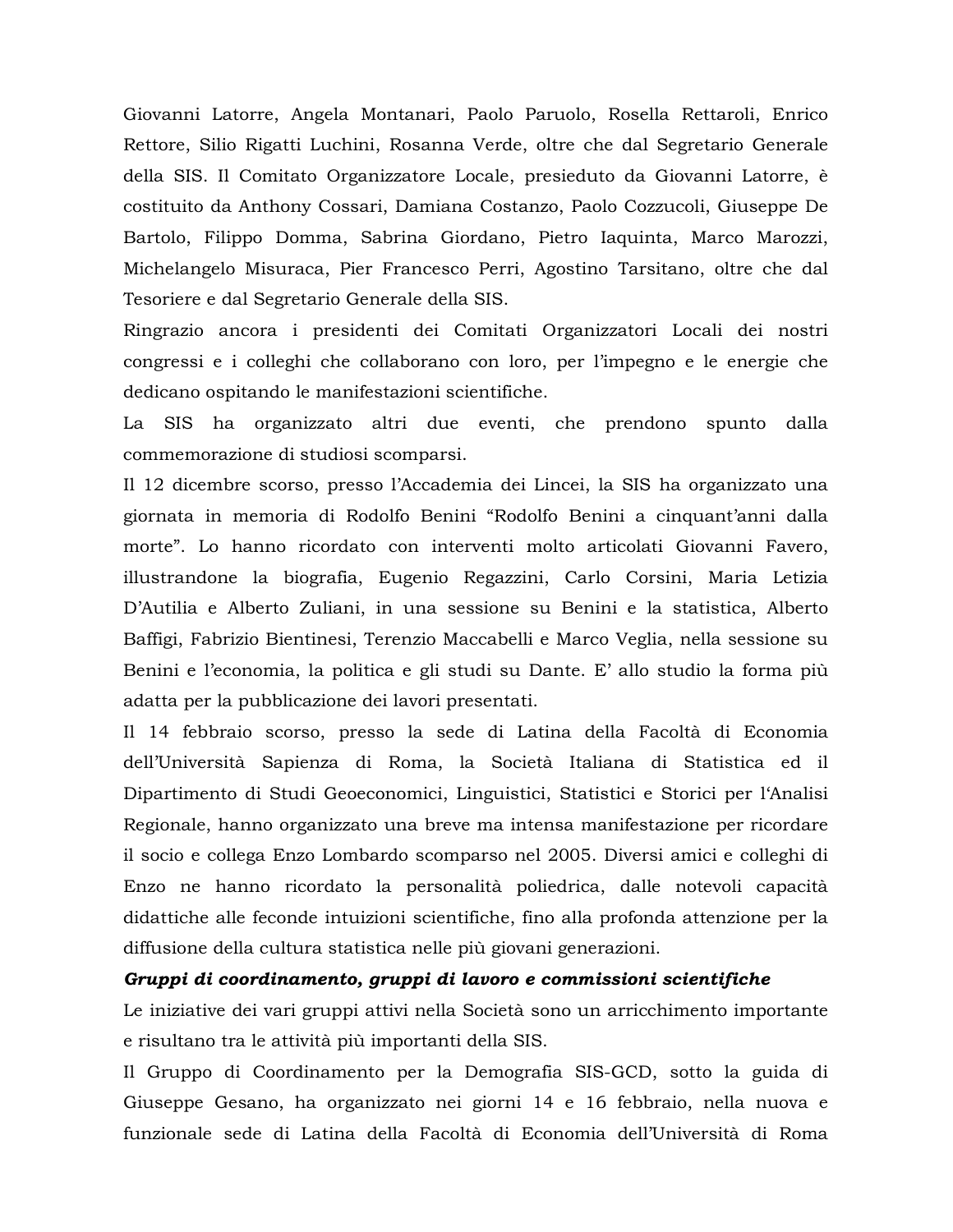Giovanni Latorre, Angela Montanari, Paolo Paruolo, Rosella Rettaroli, Enrico Rettore, Silio Rigatti Luchini, Rosanna Verde, oltre che dal Segretario Generale della SIS. Il Comitato Organizzatore Locale, presieduto da Giovanni Latorre, è costituito da Anthony Cossari, Damiana Costanzo, Paolo Cozzucoli, Giuseppe De Bartolo, Filippo Domma, Sabrina Giordano, Pietro Iaquinta, Marco Marozzi, Michelangelo Misuraca, Pier Francesco Perri, Agostino Tarsitano, oltre che dal Tesoriere e dal Segretario Generale della SIS.

Ringrazio ancora i presidenti dei Comitati Organizzatori Locali dei nostri congressi e i colleghi che collaborano con loro, per l'impegno e le energie che dedicano ospitando le manifestazioni scientifiche.

La SIS ha organizzato altri due eventi, che prendono spunto dalla commemorazione di studiosi scomparsi.

Il 12 dicembre scorso, presso l'Accademia dei Lincei, la SIS ha organizzato una giornata in memoria di Rodolfo Benini "Rodolfo Benini a cinquant'anni dalla morte". Lo hanno ricordato con interventi molto articolati Giovanni Favero, illustrandone la biografia, Eugenio Regazzini, Carlo Corsini, Maria Letizia D'Autilia e Alberto Zuliani, in una sessione su Benini e la statistica, Alberto Baffigi, Fabrizio Bientinesi, Terenzio Maccabelli e Marco Veglia, nella sessione su Benini e l'economia, la politica e gli studi su Dante. E' allo studio la forma più adatta per la pubblicazione dei lavori presentati.

Il 14 febbraio scorso, presso la sede di Latina della Facoltà di Economia dell'Università Sapienza di Roma, la Società Italiana di Statistica ed il Dipartimento di Studi Geoeconomici, Linguistici, Statistici e Storici per l'Analisi Regionale, hanno organizzato una breve ma intensa manifestazione per ricordare il socio e collega Enzo Lombardo scomparso nel 2005. Diversi amici e colleghi di Enzo ne hanno ricordato la personalità poliedrica, dalle notevoli capacità didattiche alle feconde intuizioni scientifiche, fino alla profonda attenzione per la diffusione della cultura statistica nelle più giovani generazioni.

***Gruppi di coordinamento, gruppi di lavoro e commissioni scientifiche***

Le iniziative dei vari gruppi attivi nella Società sono un arricchimento importante e risultano tra le attività più importanti della SIS.

Il Gruppo di Coordinamento per la Demografia SIS-GCD, sotto la guida di Giuseppe Gesano, ha organizzato nei giorni 14 e 16 febbraio, nella nuova e funzionale sede di Latina della Facoltà di Economia dell'Università di Roma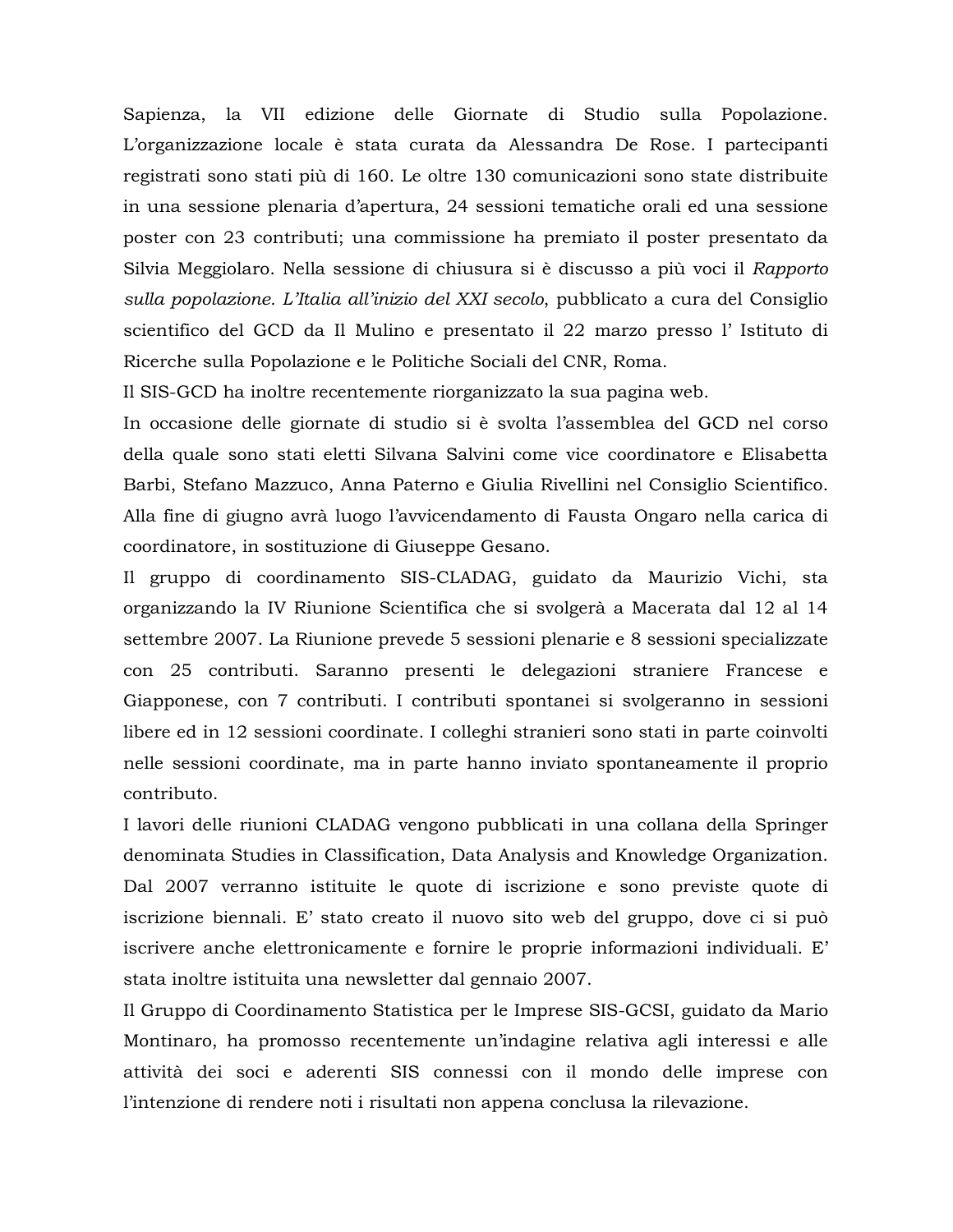Sapienza, la VII edizione delle Giornate di Studio sulla Popolazione. L'organizzazione locale è stata curata da Alessandra De Rose. I partecipanti registrati sono stati più di 160. Le oltre 130 comunicazioni sono state distribuite in una sessione plenaria d'apertura, 24 sessioni tematiche orali ed una sessione poster con 23 contributi; una commissione ha premiato il poster presentato da Silvia Meggiolaro. Nella sessione di chiusura si è discusso a più voci il *Rapporto sulla popolazione. L'Italia all'inizio del XXI secolo*, pubblicato a cura del Consiglio scientifico del GCD da Il Mulino e presentato il 22 marzo presso l' Istituto di Ricerche sulla Popolazione e le Politiche Sociali del CNR, Roma.

Il SIS-GCD ha inoltre recentemente riorganizzato la sua pagina web.

In occasione delle giornate di studio si è svolta l'assemblea del GCD nel corso della quale sono stati eletti Silvana Salvini come vice coordinatore e Elisabetta Barbi, Stefano Mazzuco, Anna Paterno e Giulia Rivellini nel Consiglio Scientifico. Alla fine di giugno avrà luogo l'avvicendamento di Fausta Ongaro nella carica di coordinatore, in sostituzione di Giuseppe Gesano.

Il gruppo di coordinamento SIS-CLADAG, guidato da Maurizio Vichi, sta organizzando la IV Riunione Scientifica che si svolgerà a Macerata dal 12 al 14 settembre 2007. La Riunione prevede 5 sessioni plenarie e 8 sessioni specializzate con 25 contributi. Saranno presenti le delegazioni straniere Francese e Giapponese, con 7 contributi. I contributi spontanei si svolgeranno in sessioni libere ed in 12 sessioni coordinate. I colleghi stranieri sono stati in parte coinvolti nelle sessioni coordinate, ma in parte hanno inviato spontaneamente il proprio contributo.

I lavori delle riunioni CLADAG vengono pubblicati in una collana della Springer denominata Studies in Classification, Data Analysis and Knowledge Organization. Dal 2007 verranno istituite le quote di iscrizione e sono previste quote di iscrizione biennali. E' stato creato il nuovo sito web del gruppo, dove ci si può iscrivere anche elettronicamente e fornire le proprie informazioni individuali. E' stata inoltre istituita una newsletter dal gennaio 2007.

Il Gruppo di Coordinamento Statistica per le Imprese SIS-GCSI, guidato da Mario Montinaro, ha promosso recentemente un'indagine relativa agli interessi e alle attività dei soci e aderenti SIS connessi con il mondo delle imprese con l'intenzione di rendere noti i risultati non appena conclusa la rilevazione.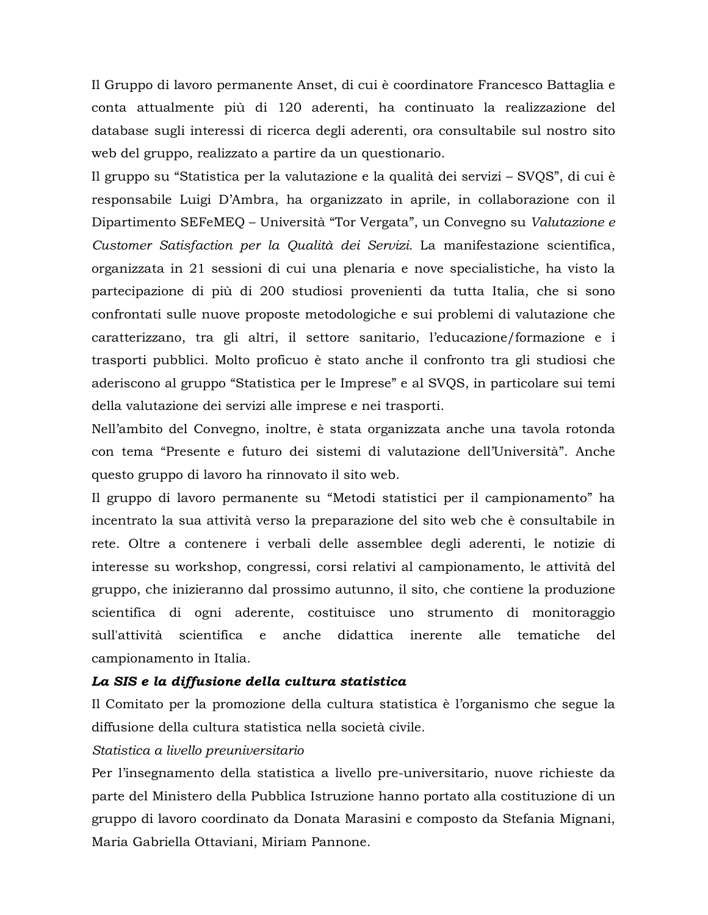Il Gruppo di lavoro permanente Anset, di cui è coordinatore Francesco Battaglia e conta attualmente più di 120 aderenti, ha continuato la realizzazione del database sugli interessi di ricerca degli aderenti, ora consultabile sul nostro sito web del gruppo, realizzato a partire da un questionario.

Il gruppo su “Statistica per la valutazione e la qualità dei servizi – SVQS”, di cui è responsabile Luigi D’Ambra, ha organizzato in aprile, in collaborazione con il Dipartimento SEFeMEQ – Università “Tor Vergata”, un Convegno su *Valutazione e Customer Satisfaction per la Qualità dei Servizi.* La manifestazione scientifica, organizzata in 21 sessioni di cui una plenaria e nove specialistiche, ha visto la partecipazione di più di 200 studiosi provenienti da tutta Italia, che si sono confrontati sulle nuove proposte metodologiche e sui problemi di valutazione che caratterizzano, tra gli altri, il settore sanitario, l’educazione/formazione e i trasporti pubblici. Molto proficuo è stato anche il confronto tra gli studiosi che aderiscono al gruppo “Statistica per le Imprese” e al SVQS, in particolare sui temi della valutazione dei servizi alle imprese e nei trasporti.

Nell’ambito del Convegno, inoltre, è stata organizzata anche una tavola rotonda con tema “Presente e futuro dei sistemi di valutazione dell’Università”. Anche questo gruppo di lavoro ha rinnovato il sito web.

Il gruppo di lavoro permanente su “Metodi statistici per il campionamento” ha incentrato la sua attività verso la preparazione del sito web che è consultabile in rete. Oltre a contenere i verbali delle assemblee degli aderenti, le notizie di interesse su workshop, congressi, corsi relativi al campionamento, le attività del gruppo, che inizieranno dal prossimo autunno, il sito, che contiene la produzione scientifica di ogni aderente, costituisce uno strumento di monitoraggio sull'attività scientifica e anche didattica inerente alle tematiche del campionamento in Italia.

***La SIS e la diffusione della cultura statistica***

Il Comitato per la promozione della cultura statistica è l’organismo che segue la diffusione della cultura statistica nella società civile.

*Statistica a livello preuniversitario*

Per l’insegnamento della statistica a livello pre-universitario, nuove richieste da parte del Ministero della Pubblica Istruzione hanno portato alla costituzione di un gruppo di lavoro coordinato da Donata Marasini e composto da Stefania Mignani, Maria Gabriella Ottaviani, Miriam Pannone.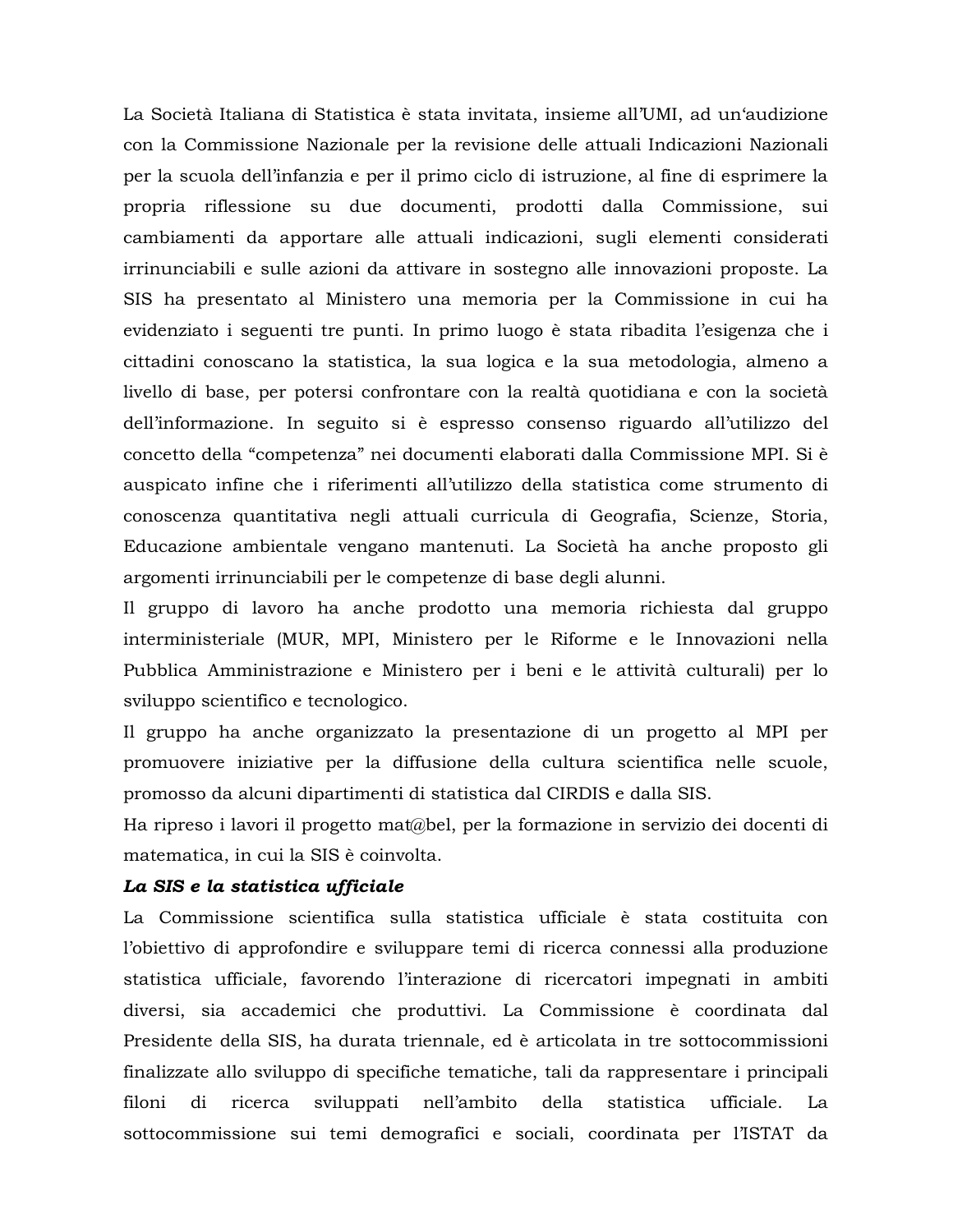La Società Italiana di Statistica è stata invitata, insieme all'UMI, ad un'audizione con la Commissione Nazionale per la revisione delle attuali Indicazioni Nazionali per la scuola dell'infanzia e per il primo ciclo di istruzione, al fine di esprimere la propria riflessione su due documenti, prodotti dalla Commissione, sui cambiamenti da apportare alle attuali indicazioni, sugli elementi considerati irrinunciabili e sulle azioni da attivare in sostegno alle innovazioni proposte. La SIS ha presentato al Ministero una memoria per la Commissione in cui ha evidenziato i seguenti tre punti. In primo luogo è stata ribadita l'esigenza che i cittadini conoscano la statistica, la sua logica e la sua metodologia, almeno a livello di base, per potersi confrontare con la realtà quotidiana e con la società dell'informazione. In seguito si è espresso consenso riguardo all'utilizzo del concetto della "competenza" nei documenti elaborati dalla Commissione MPI. Si è auspicato infine che i riferimenti all'utilizzo della statistica come strumento di conoscenza quantitativa negli attuali curricula di Geografia, Scienze, Storia, Educazione ambientale vengano mantenuti. La Società ha anche proposto gli argomenti irrinunciabili per le competenze di base degli alunni.

Il gruppo di lavoro ha anche prodotto una memoria richiesta dal gruppo interministeriale (MUR, MPI, Ministero per le Riforme e le Innovazioni nella Pubblica Amministrazione e Ministero per i beni e le attività culturali) per lo sviluppo scientifico e tecnologico.

Il gruppo ha anche organizzato la presentazione di un progetto al MPI per promuovere iniziative per la diffusione della cultura scientifica nelle scuole, promosso da alcuni dipartimenti di statistica dal CIRDIS e dalla SIS.

Ha ripreso i lavori il progetto mat@bel, per la formazione in servizio dei docenti di matematica, in cui la SIS è coinvolta.

***La SIS e la statistica ufficiale***

La Commissione scientifica sulla statistica ufficiale è stata costituita con l'obiettivo di approfondire e sviluppare temi di ricerca connessi alla produzione statistica ufficiale, favorendo l'interazione di ricercatori impegnati in ambiti diversi, sia accademici che produttivi. La Commissione è coordinata dal Presidente della SIS, ha durata triennale, ed è articolata in tre sottocommissioni finalizzate allo sviluppo di specifiche tematiche, tali da rappresentare i principali filoni di ricerca sviluppati nell'ambito della statistica ufficiale. La sottocommissione sui temi demografici e sociali, coordinata per l'ISTAT da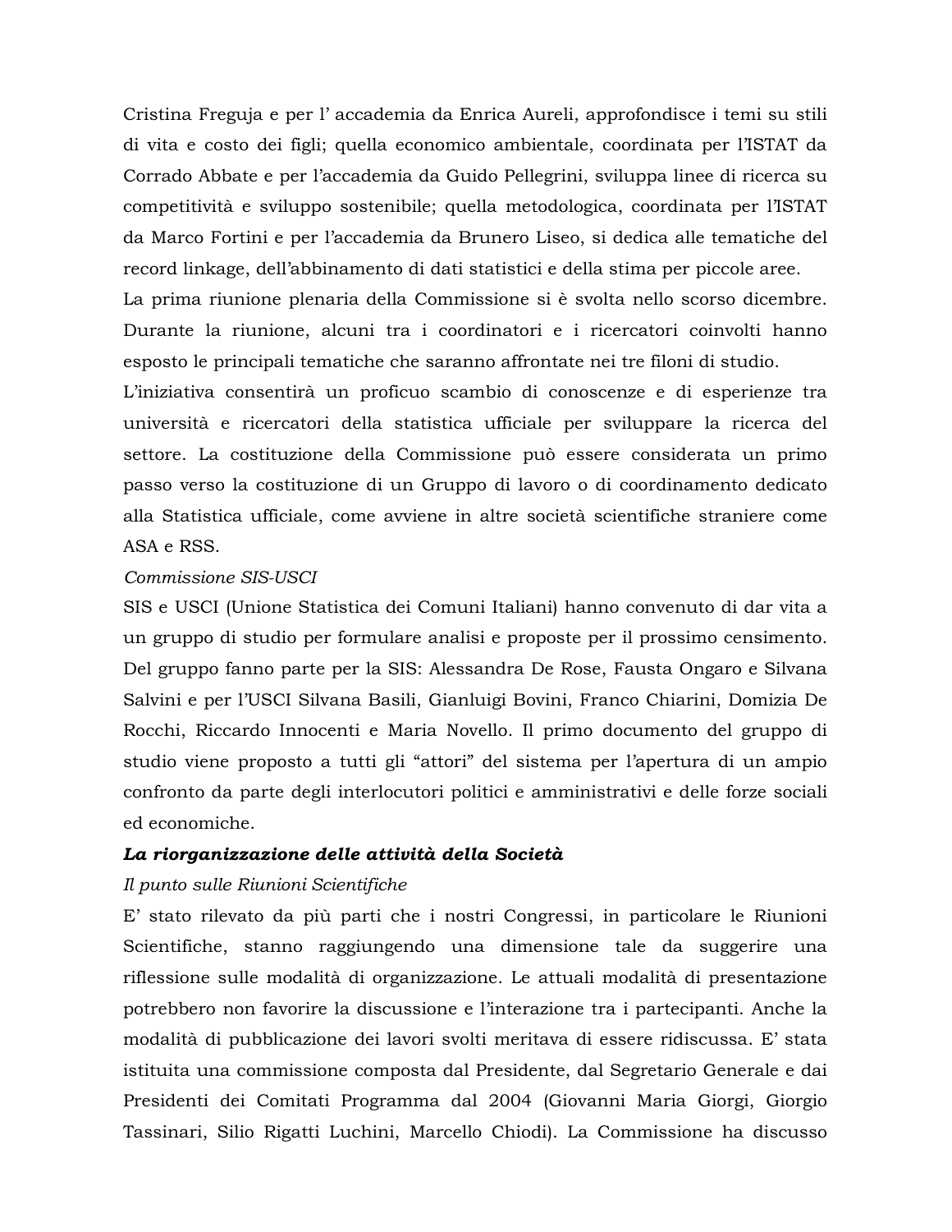Cristina Freguja e per l' accademia da Enrica Aureli, approfondisce i temi su stili di vita e costo dei figli; quella economico ambientale, coordinata per l'ISTAT da Corrado Abbate e per l'accademia da Guido Pellegrini, sviluppa linee di ricerca su competitività e sviluppo sostenibile; quella metodologica, coordinata per l'ISTAT da Marco Fortini e per l'accademia da Brunero Liseo, si dedica alle tematiche del record linkage, dell'abbinamento di dati statistici e della stima per piccole aree.
La prima riunione plenaria della Commissione si è svolta nello scorso dicembre. Durante la riunione, alcuni tra i coordinatori e i ricercatori coinvolti hanno esposto le principali tematiche che saranno affrontate nei tre filoni di studio.
L'iniziativa consentirà un proficuo scambio di conoscenze e di esperienze tra università e ricercatori della statistica ufficiale per sviluppare la ricerca del settore. La costituzione della Commissione può essere considerata un primo passo verso la costituzione di un Gruppo di lavoro o di coordinamento dedicato alla Statistica ufficiale, come avviene in altre società scientifiche straniere come ASA e RSS.

*Commissione SIS-USCI*

SIS e USCI (Unione Statistica dei Comuni Italiani) hanno convenuto di dar vita a un gruppo di studio per formulare analisi e proposte per il prossimo censimento. Del gruppo fanno parte per la SIS: Alessandra De Rose, Fausta Ongaro e Silvana Salvini e per l'USCI Silvana Basili, Gianluigi Bovini, Franco Chiarini, Domizia De Rocchi, Riccardo Innocenti e Maria Novello. Il primo documento del gruppo di studio viene proposto a tutti gli "attori" del sistema per l'apertura di un ampio confronto da parte degli interlocutori politici e amministrativi e delle forze sociali ed economiche.

***La riorganizzazione delle attività della Società***

*Il punto sulle Riunioni Scientifiche*

E' stato rilevato da più parti che i nostri Congressi, in particolare le Riunioni Scientifiche, stanno raggiungendo una dimensione tale da suggerire una riflessione sulle modalità di organizzazione. Le attuali modalità di presentazione potrebbero non favorire la discussione e l'interazione tra i partecipanti. Anche la modalità di pubblicazione dei lavori svolti meritava di essere ridiscussa. E' stata istituita una commissione composta dal Presidente, dal Segretario Generale e dai Presidenti dei Comitati Programma dal 2004 (Giovanni Maria Giorgi, Giorgio Tassinari, Silio Rigatti Luchini, Marcello Chiodi). La Commissione ha discusso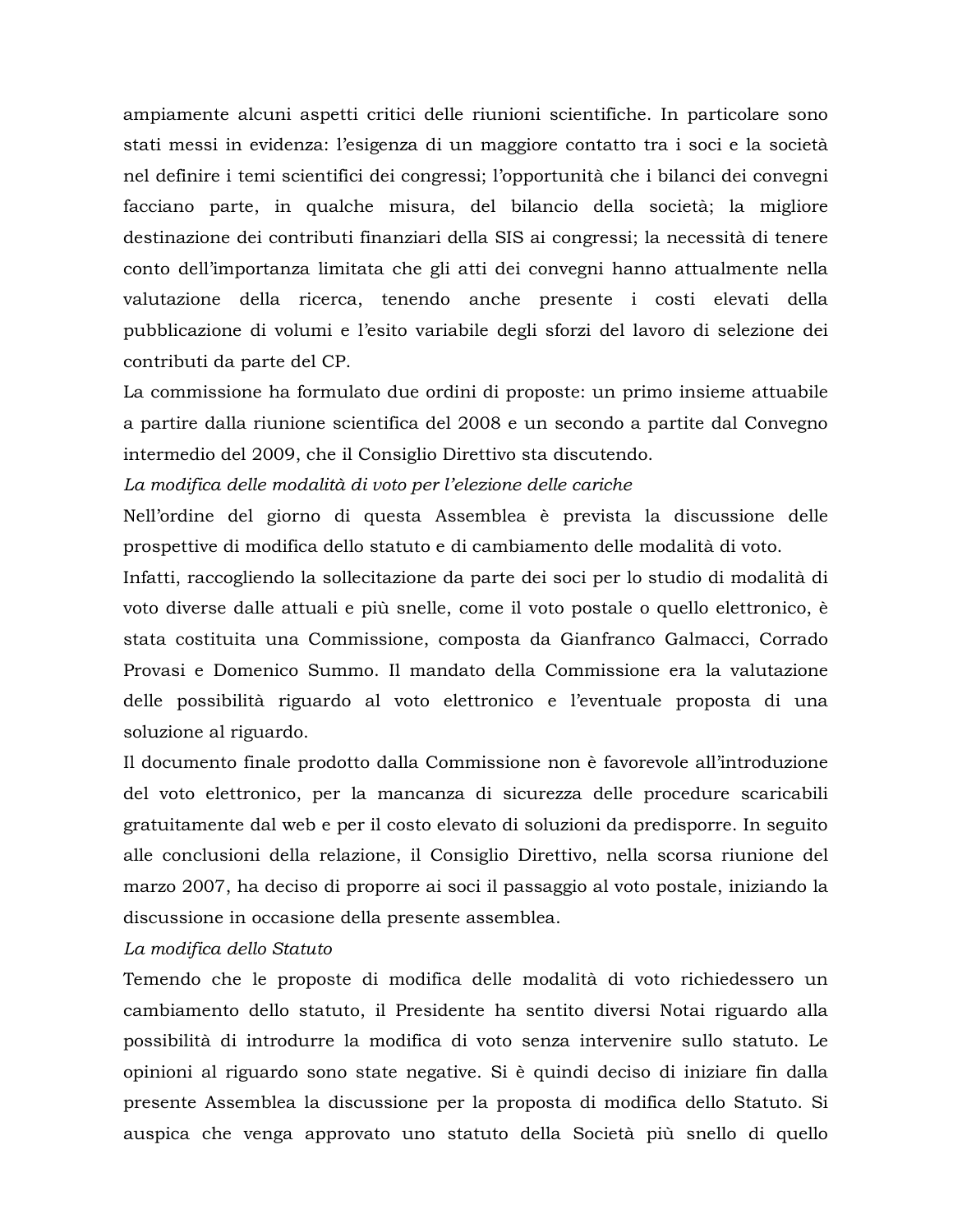ampiamente alcuni aspetti critici delle riunioni scientifiche. In particolare sono stati messi in evidenza: l'esigenza di un maggiore contatto tra i soci e la società nel definire i temi scientifici dei congressi; l'opportunità che i bilanci dei convegni facciano parte, in qualche misura, del bilancio della società; la migliore destinazione dei contributi finanziari della SIS ai congressi; la necessità di tenere conto dell'importanza limitata che gli atti dei convegni hanno attualmente nella valutazione della ricerca, tenendo anche presente i costi elevati della pubblicazione di volumi e l'esito variabile degli sforzi del lavoro di selezione dei contributi da parte del CP.

La commissione ha formulato due ordini di proposte: un primo insieme attuabile a partire dalla riunione scientifica del 2008 e un secondo a partite dal Convegno intermedio del 2009, che il Consiglio Direttivo sta discutendo.

*La modifica delle modalità di voto per l'elezione delle cariche*

Nell'ordine del giorno di questa Assemblea è prevista la discussione delle prospettive di modifica dello statuto e di cambiamento delle modalità di voto.

Infatti, raccogliendo la sollecitazione da parte dei soci per lo studio di modalità di voto diverse dalle attuali e più snelle, come il voto postale o quello elettronico, è stata costituita una Commissione, composta da Gianfranco Galmacci, Corrado Provasi e Domenico Summo. Il mandato della Commissione era la valutazione delle possibilità riguardo al voto elettronico e l'eventuale proposta di una soluzione al riguardo.

Il documento finale prodotto dalla Commissione non è favorevole all'introduzione del voto elettronico, per la mancanza di sicurezza delle procedure scaricabili gratuitamente dal web e per il costo elevato di soluzioni da predisporre. In seguito alle conclusioni della relazione, il Consiglio Direttivo, nella scorsa riunione del marzo 2007, ha deciso di proporre ai soci il passaggio al voto postale, iniziando la discussione in occasione della presente assemblea.

*La modifica dello Statuto*

Temendo che le proposte di modifica delle modalità di voto richiedessero un cambiamento dello statuto, il Presidente ha sentito diversi Notai riguardo alla possibilità di introdurre la modifica di voto senza intervenire sullo statuto. Le opinioni al riguardo sono state negative. Si è quindi deciso di iniziare fin dalla presente Assemblea la discussione per la proposta di modifica dello Statuto. Si auspica che venga approvato uno statuto della Società più snello di quello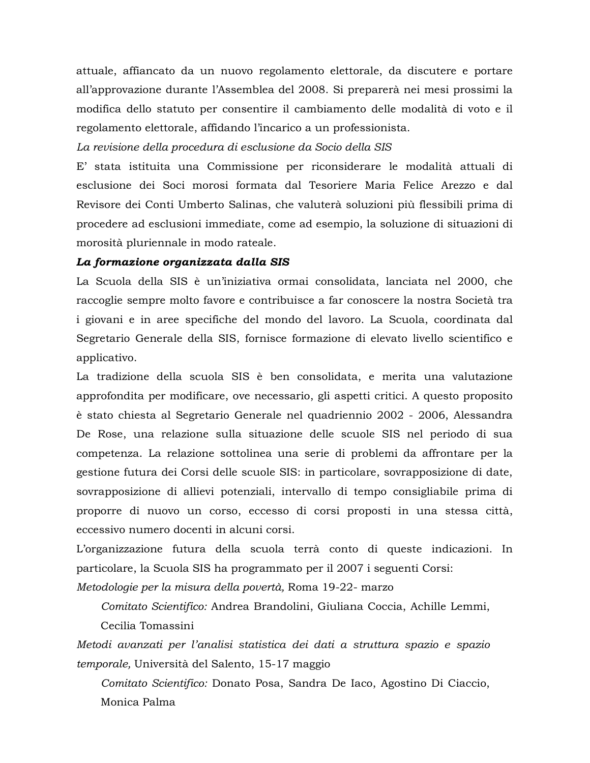attuale, affiancato da un nuovo regolamento elettorale, da discutere e portare all'approvazione durante l'Assemblea del 2008. Si preparerà nei mesi prossimi la modifica dello statuto per consentire il cambiamento delle modalità di voto e il regolamento elettorale, affidando l'incarico a un professionista.

*La revisione della procedura di esclusione da Socio della SIS*

E' stata istituita una Commissione per riconsiderare le modalità attuali di esclusione dei Soci morosi formata dal Tesoriere Maria Felice Arezzo e dal Revisore dei Conti Umberto Salinas, che valuterà soluzioni più flessibili prima di procedere ad esclusioni immediate, come ad esempio, la soluzione di situazioni di morosità pluriennale in modo rateale.

***La formazione organizzata dalla SIS***

La Scuola della SIS è un'iniziativa ormai consolidata, lanciata nel 2000, che raccoglie sempre molto favore e contribuisce a far conoscere la nostra Società tra i giovani e in aree specifiche del mondo del lavoro. La Scuola, coordinata dal Segretario Generale della SIS, fornisce formazione di elevato livello scientifico e applicativo.

La tradizione della scuola SIS è ben consolidata, e merita una valutazione approfondita per modificare, ove necessario, gli aspetti critici. A questo proposito è stato chiesta al Segretario Generale nel quadriennio 2002 - 2006, Alessandra De Rose, una relazione sulla situazione delle scuole SIS nel periodo di sua competenza. La relazione sottolinea una serie di problemi da affrontare per la gestione futura dei Corsi delle scuole SIS: in particolare, sovrapposizione di date, sovrapposizione di allievi potenziali, intervallo di tempo consigliabile prima di proporre di nuovo un corso, eccesso di corsi proposti in una stessa città, eccessivo numero docenti in alcuni corsi.

L'organizzazione futura della scuola terrà conto di queste indicazioni. In particolare, la Scuola SIS ha programmato per il 2007 i seguenti Corsi:

*Metodologie per la misura della povertà,* Roma 19-22- marzo

> *Comitato Scientifico:* Andrea Brandolini, Giuliana Coccia, Achille Lemmi, Cecilia Tomassini

*Metodi avanzati per l'analisi statistica dei dati a struttura spazio e spazio temporale,* Università del Salento, 15-17 maggio

> *Comitato Scientifico:* Donato Posa, Sandra De Iaco, Agostino Di Ciaccio, Monica Palma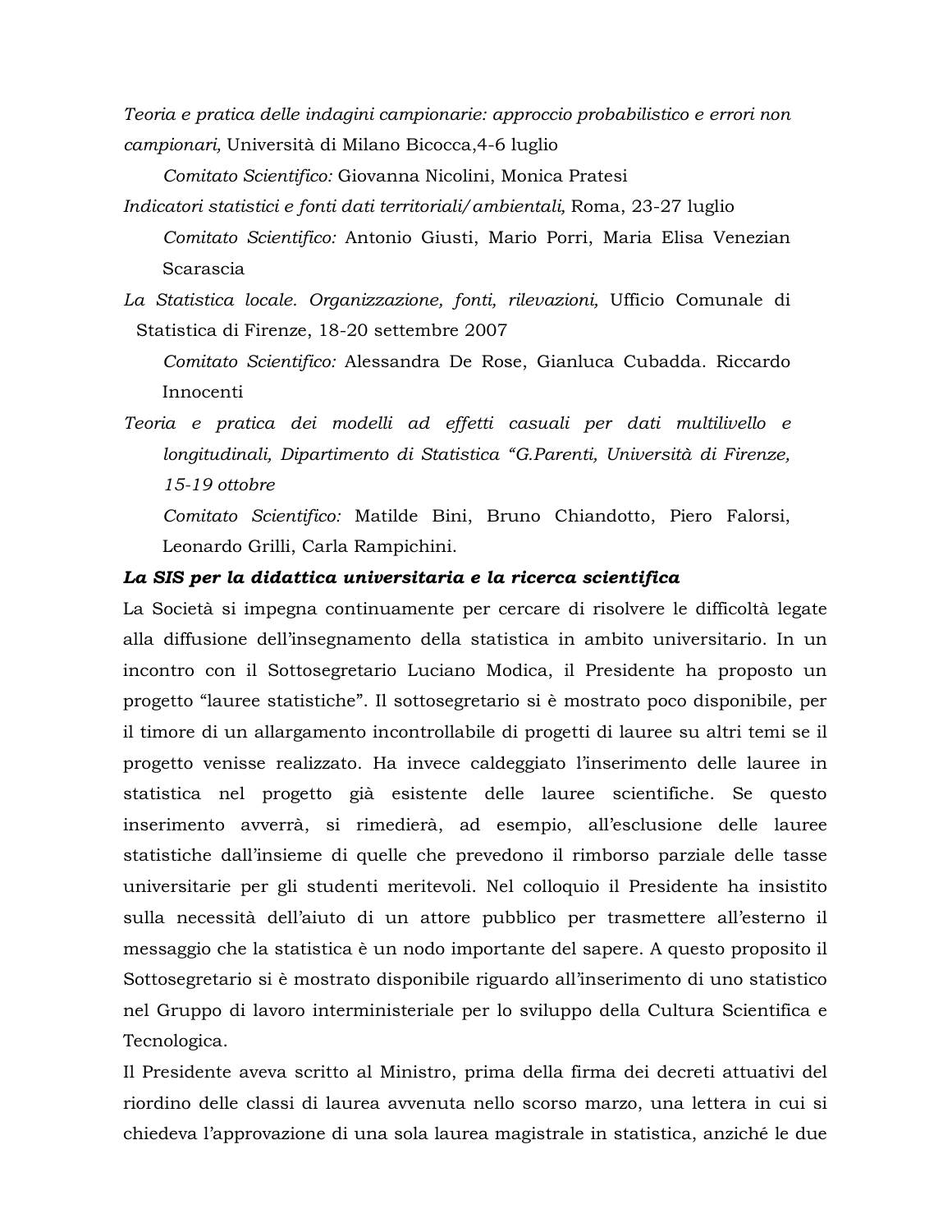*Teoria e pratica delle indagini campionarie: approccio probabilistico e errori non campionari,* Università di Milano Bicocca,4-6 luglio

*Comitato Scientifico:* Giovanna Nicolini, Monica Pratesi

*Indicatori statistici e fonti dati territoriali/ambientali,* Roma, 23-27 luglio

*Comitato Scientifico:* Antonio Giusti, Mario Porri, Maria Elisa Venezian Scarascia

*La Statistica locale. Organizzazione, fonti, rilevazioni,* Ufficio Comunale di Statistica di Firenze, 18-20 settembre 2007

*Comitato Scientifico:* Alessandra De Rose, Gianluca Cubadda. Riccardo Innocenti

*Teoria e pratica dei modelli ad effetti casuali per dati multilivello e longitudinali, Dipartimento di Statistica "G.Parenti, Università di Firenze, 15-19 ottobre*

*Comitato Scientifico:* Matilde Bini, Bruno Chiandotto, Piero Falorsi, Leonardo Grilli, Carla Rampichini.

***La SIS per la didattica universitaria e la ricerca scientifica***

La Società si impegna continuamente per cercare di risolvere le difficoltà legate alla diffusione dell'insegnamento della statistica in ambito universitario. In un incontro con il Sottosegretario Luciano Modica, il Presidente ha proposto un progetto "lauree statistiche". Il sottosegretario si è mostrato poco disponibile, per il timore di un allargamento incontrollabile di progetti di lauree su altri temi se il progetto venisse realizzato. Ha invece caldeggiato l'inserimento delle lauree in statistica nel progetto già esistente delle lauree scientifiche. Se questo inserimento avverrà, si rimedierà, ad esempio, all'esclusione delle lauree statistiche dall'insieme di quelle che prevedono il rimborso parziale delle tasse universitarie per gli studenti meritevoli. Nel colloquio il Presidente ha insistito sulla necessità dell'aiuto di un attore pubblico per trasmettere all'esterno il messaggio che la statistica è un nodo importante del sapere. A questo proposito il Sottosegretario si è mostrato disponibile riguardo all'inserimento di uno statistico nel Gruppo di lavoro interministeriale per lo sviluppo della Cultura Scientifica e Tecnologica.

Il Presidente aveva scritto al Ministro, prima della firma dei decreti attuativi del riordino delle classi di laurea avvenuta nello scorso marzo, una lettera in cui si chiedeva l'approvazione di una sola laurea magistrale in statistica, anziché le due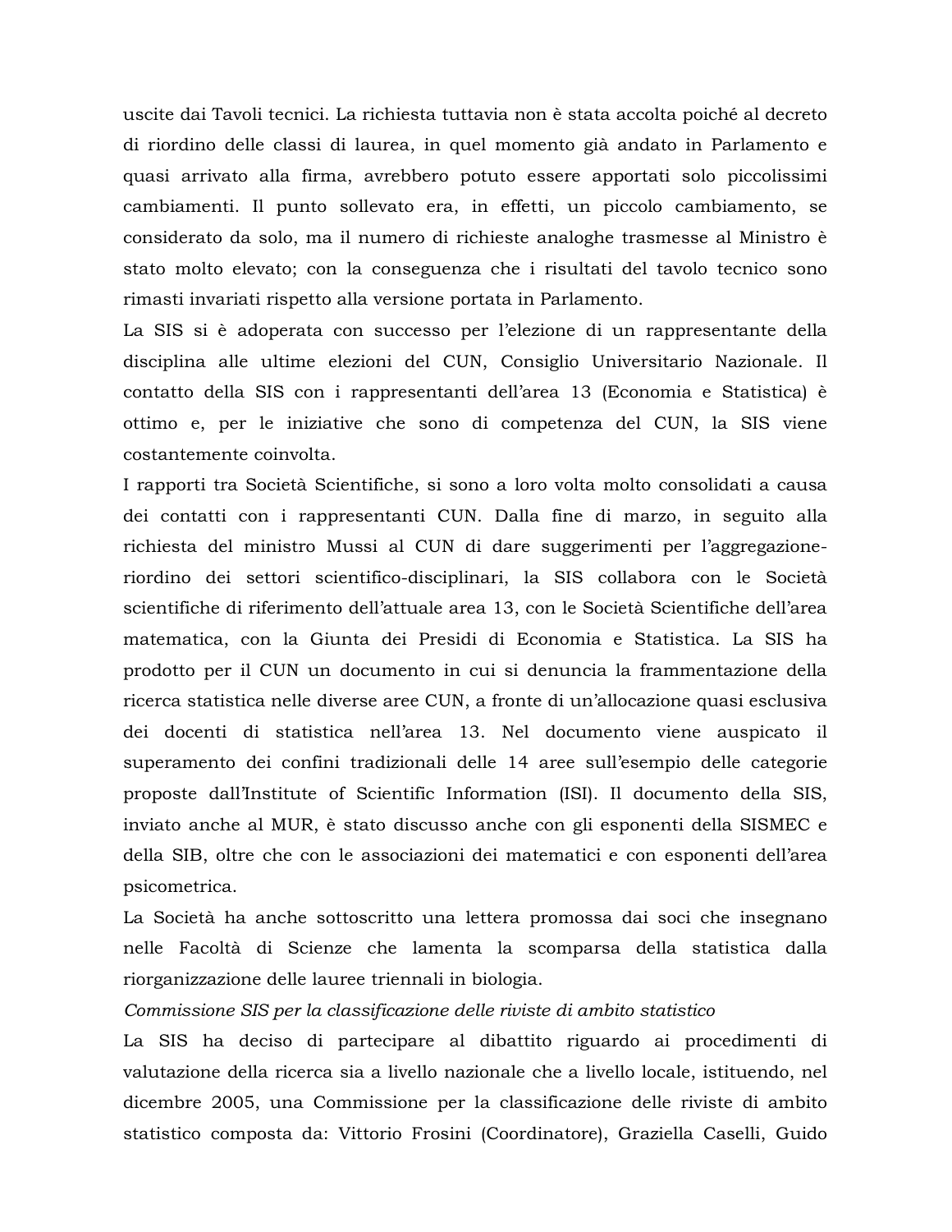uscite dai Tavoli tecnici. La richiesta tuttavia non è stata accolta poiché al decreto di riordino delle classi di laurea, in quel momento già andato in Parlamento e quasi arrivato alla firma, avrebbero potuto essere apportati solo piccolissimi cambiamenti. Il punto sollevato era, in effetti, un piccolo cambiamento, se considerato da solo, ma il numero di richieste analoghe trasmesse al Ministro è stato molto elevato; con la conseguenza che i risultati del tavolo tecnico sono rimasti invariati rispetto alla versione portata in Parlamento.

La SIS si è adoperata con successo per l'elezione di un rappresentante della disciplina alle ultime elezioni del CUN, Consiglio Universitario Nazionale. Il contatto della SIS con i rappresentanti dell'area 13 (Economia e Statistica) è ottimo e, per le iniziative che sono di competenza del CUN, la SIS viene costantemente coinvolta.

I rapporti tra Società Scientifiche, si sono a loro volta molto consolidati a causa dei contatti con i rappresentanti CUN. Dalla fine di marzo, in seguito alla richiesta del ministro Mussi al CUN di dare suggerimenti per l'aggregazione-riordino dei settori scientifico-disciplinari, la SIS collabora con le Società scientifiche di riferimento dell'attuale area 13, con le Società Scientifiche dell'area matematica, con la Giunta dei Presidi di Economia e Statistica. La SIS ha prodotto per il CUN un documento in cui si denuncia la frammentazione della ricerca statistica nelle diverse aree CUN, a fronte di un'allocazione quasi esclusiva dei docenti di statistica nell'area 13. Nel documento viene auspicato il superamento dei confini tradizionali delle 14 aree sull'esempio delle categorie proposte dall'Institute of Scientific Information (ISI). Il documento della SIS, inviato anche al MUR, è stato discusso anche con gli esponenti della SISMEC e della SIB, oltre che con le associazioni dei matematici e con esponenti dell'area psicometrica.

La Società ha anche sottoscritto una lettera promossa dai soci che insegnano nelle Facoltà di Scienze che lamenta la scomparsa della statistica dalla riorganizzazione delle lauree triennali in biologia.

*Commissione SIS per la classificazione delle riviste di ambito statistico*

La SIS ha deciso di partecipare al dibattito riguardo ai procedimenti di valutazione della ricerca sia a livello nazionale che a livello locale, istituendo, nel dicembre 2005, una Commissione per la classificazione delle riviste di ambito statistico composta da: Vittorio Frosini (Coordinatore), Graziella Caselli, Guido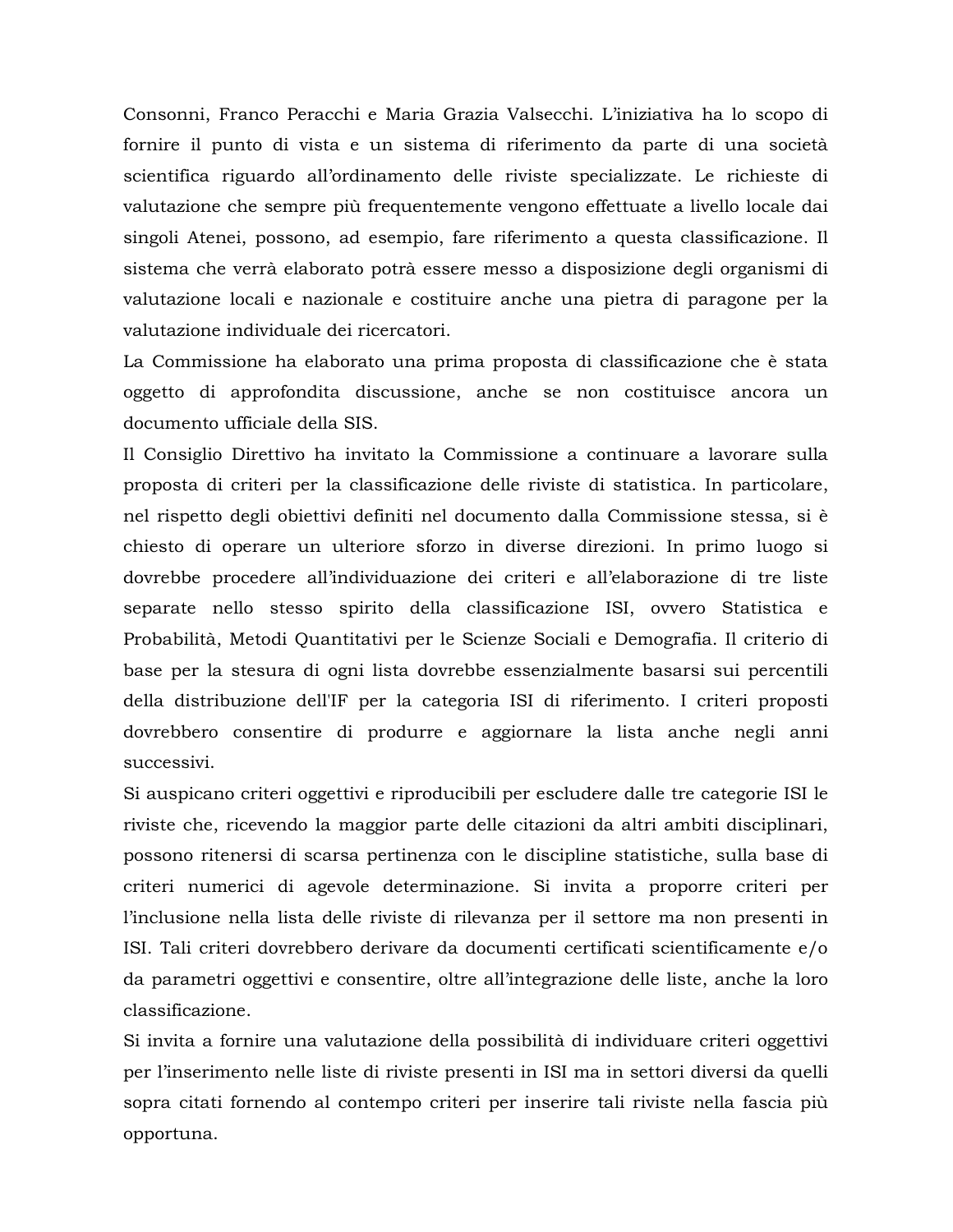Consonni, Franco Peracchi e Maria Grazia Valsecchi. L'iniziativa ha lo scopo di fornire il punto di vista e un sistema di riferimento da parte di una società scientifica riguardo all'ordinamento delle riviste specializzate. Le richieste di valutazione che sempre più frequentemente vengono effettuate a livello locale dai singoli Atenei, possono, ad esempio, fare riferimento a questa classificazione. Il sistema che verrà elaborato potrà essere messo a disposizione degli organismi di valutazione locali e nazionale e costituire anche una pietra di paragone per la valutazione individuale dei ricercatori.

La Commissione ha elaborato una prima proposta di classificazione che è stata oggetto di approfondita discussione, anche se non costituisce ancora un documento ufficiale della SIS.

Il Consiglio Direttivo ha invitato la Commissione a continuare a lavorare sulla proposta di criteri per la classificazione delle riviste di statistica. In particolare, nel rispetto degli obiettivi definiti nel documento dalla Commissione stessa, si è chiesto di operare un ulteriore sforzo in diverse direzioni. In primo luogo si dovrebbe procedere all'individuazione dei criteri e all'elaborazione di tre liste separate nello stesso spirito della classificazione ISI, ovvero Statistica e Probabilità, Metodi Quantitativi per le Scienze Sociali e Demografia. Il criterio di base per la stesura di ogni lista dovrebbe essenzialmente basarsi sui percentili della distribuzione dell'IF per la categoria ISI di riferimento. I criteri proposti dovrebbero consentire di produrre e aggiornare la lista anche negli anni successivi.

Si auspicano criteri oggettivi e riproducibili per escludere dalle tre categorie ISI le riviste che, ricevendo la maggior parte delle citazioni da altri ambiti disciplinari, possono ritenersi di scarsa pertinenza con le discipline statistiche, sulla base di criteri numerici di agevole determinazione. Si invita a proporre criteri per l'inclusione nella lista delle riviste di rilevanza per il settore ma non presenti in ISI. Tali criteri dovrebbero derivare da documenti certificati scientificamente e/o da parametri oggettivi e consentire, oltre all'integrazione delle liste, anche la loro classificazione.

Si invita a fornire una valutazione della possibilità di individuare criteri oggettivi per l'inserimento nelle liste di riviste presenti in ISI ma in settori diversi da quelli sopra citati fornendo al contempo criteri per inserire tali riviste nella fascia più opportuna.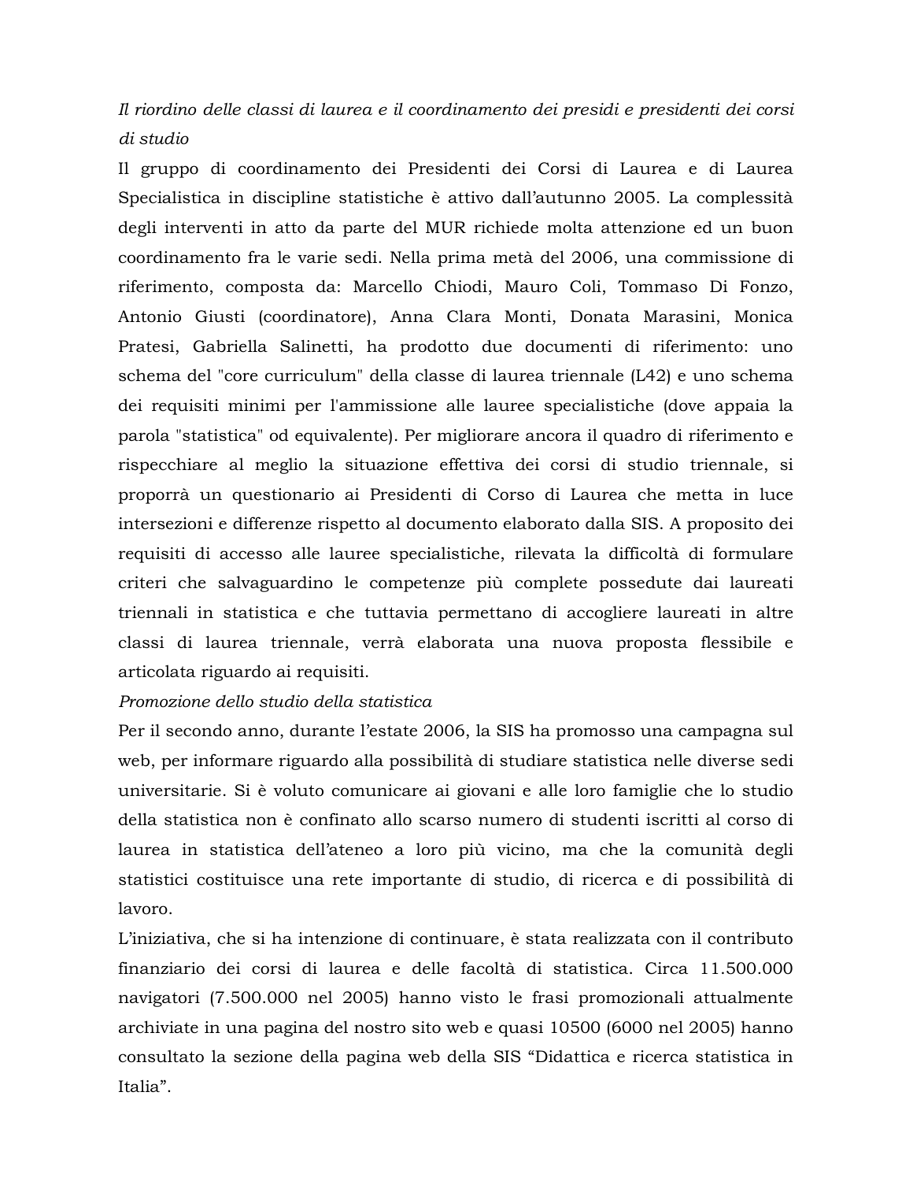*Il riordino delle classi di laurea e il coordinamento dei presidi e presidenti dei corsi di studio*

Il gruppo di coordinamento dei Presidenti dei Corsi di Laurea e di Laurea Specialistica in discipline statistiche è attivo dall'autunno 2005. La complessità degli interventi in atto da parte del MUR richiede molta attenzione ed un buon coordinamento fra le varie sedi. Nella prima metà del 2006, una commissione di riferimento, composta da: Marcello Chiodi, Mauro Coli, Tommaso Di Fonzo, Antonio Giusti (coordinatore), Anna Clara Monti, Donata Marasini, Monica Pratesi, Gabriella Salinetti, ha prodotto due documenti di riferimento: uno schema del "core curriculum" della classe di laurea triennale (L42) e uno schema dei requisiti minimi per l'ammissione alle lauree specialistiche (dove appaia la parola "statistica" od equivalente). Per migliorare ancora il quadro di riferimento e rispecchiare al meglio la situazione effettiva dei corsi di studio triennale, si proporrà un questionario ai Presidenti di Corso di Laurea che metta in luce intersezioni e differenze rispetto al documento elaborato dalla SIS. A proposito dei requisiti di accesso alle lauree specialistiche, rilevata la difficoltà di formulare criteri che salvaguardino le competenze più complete possedute dai laureati triennali in statistica e che tuttavia permettano di accogliere laureati in altre classi di laurea triennale, verrà elaborata una nuova proposta flessibile e articolata riguardo ai requisiti.

*Promozione dello studio della statistica*

Per il secondo anno, durante l'estate 2006, la SIS ha promosso una campagna sul web, per informare riguardo alla possibilità di studiare statistica nelle diverse sedi universitarie. Si è voluto comunicare ai giovani e alle loro famiglie che lo studio della statistica non è confinato allo scarso numero di studenti iscritti al corso di laurea in statistica dell'ateneo a loro più vicino, ma che la comunità degli statistici costituisce una rete importante di studio, di ricerca e di possibilità di lavoro.

L'iniziativa, che si ha intenzione di continuare, è stata realizzata con il contributo finanziario dei corsi di laurea e delle facoltà di statistica. Circa 11.500.000 navigatori (7.500.000 nel 2005) hanno visto le frasi promozionali attualmente archiviate in una pagina del nostro sito web e quasi 10500 (6000 nel 2005) hanno consultato la sezione della pagina web della SIS "Didattica e ricerca statistica in Italia".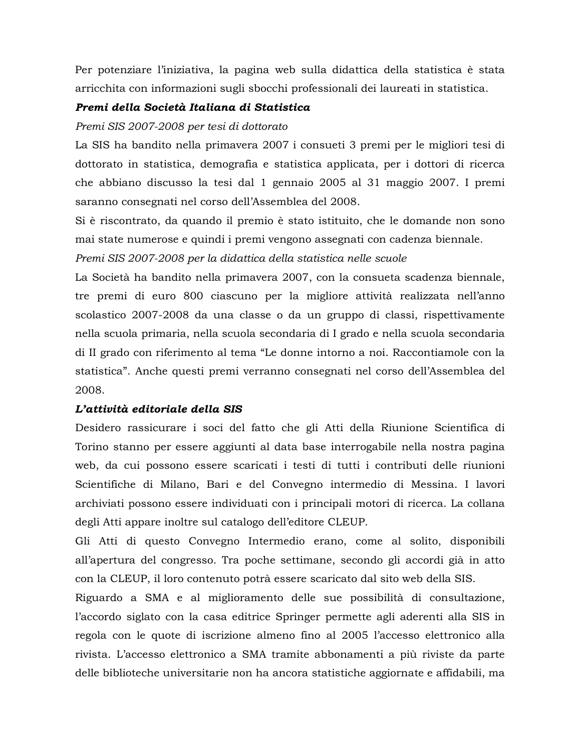Per potenziare l'iniziativa, la pagina web sulla didattica della statistica è stata arricchita con informazioni sugli sbocchi professionali dei laureati in statistica.

***Premi della Società Italiana di Statistica***

*Premi SIS 2007-2008 per tesi di dottorato*

La SIS ha bandito nella primavera 2007 i consueti 3 premi per le migliori tesi di dottorato in statistica, demografia e statistica applicata, per i dottori di ricerca che abbiano discusso la tesi dal 1 gennaio 2005 al 31 maggio 2007. I premi saranno consegnati nel corso dell'Assemblea del 2008.

Si è riscontrato, da quando il premio è stato istituito, che le domande non sono mai state numerose e quindi i premi vengono assegnati con cadenza biennale.

*Premi SIS 2007-2008 per la didattica della statistica nelle scuole*

La Società ha bandito nella primavera 2007, con la consueta scadenza biennale, tre premi di euro 800 ciascuno per la migliore attività realizzata nell'anno scolastico 2007-2008 da una classe o da un gruppo di classi, rispettivamente nella scuola primaria, nella scuola secondaria di I grado e nella scuola secondaria di II grado con riferimento al tema "Le donne intorno a noi. Raccontiamole con la statistica". Anche questi premi verranno consegnati nel corso dell'Assemblea del 2008.

***L'attività editoriale della SIS***

Desidero rassicurare i soci del fatto che gli Atti della Riunione Scientifica di Torino stanno per essere aggiunti al data base interrogabile nella nostra pagina web, da cui possono essere scaricati i testi di tutti i contributi delle riunioni Scientifiche di Milano, Bari e del Convegno intermedio di Messina. I lavori archiviati possono essere individuati con i principali motori di ricerca. La collana degli Atti appare inoltre sul catalogo dell'editore CLEUP.

Gli Atti di questo Convegno Intermedio erano, come al solito, disponibili all'apertura del congresso. Tra poche settimane, secondo gli accordi già in atto con la CLEUP, il loro contenuto potrà essere scaricato dal sito web della SIS.

Riguardo a SMA e al miglioramento delle sue possibilità di consultazione, l'accordo siglato con la casa editrice Springer permette agli aderenti alla SIS in regola con le quote di iscrizione almeno fino al 2005 l'accesso elettronico alla rivista. L'accesso elettronico a SMA tramite abbonamenti a più riviste da parte delle biblioteche universitarie non ha ancora statistiche aggiornate e affidabili, ma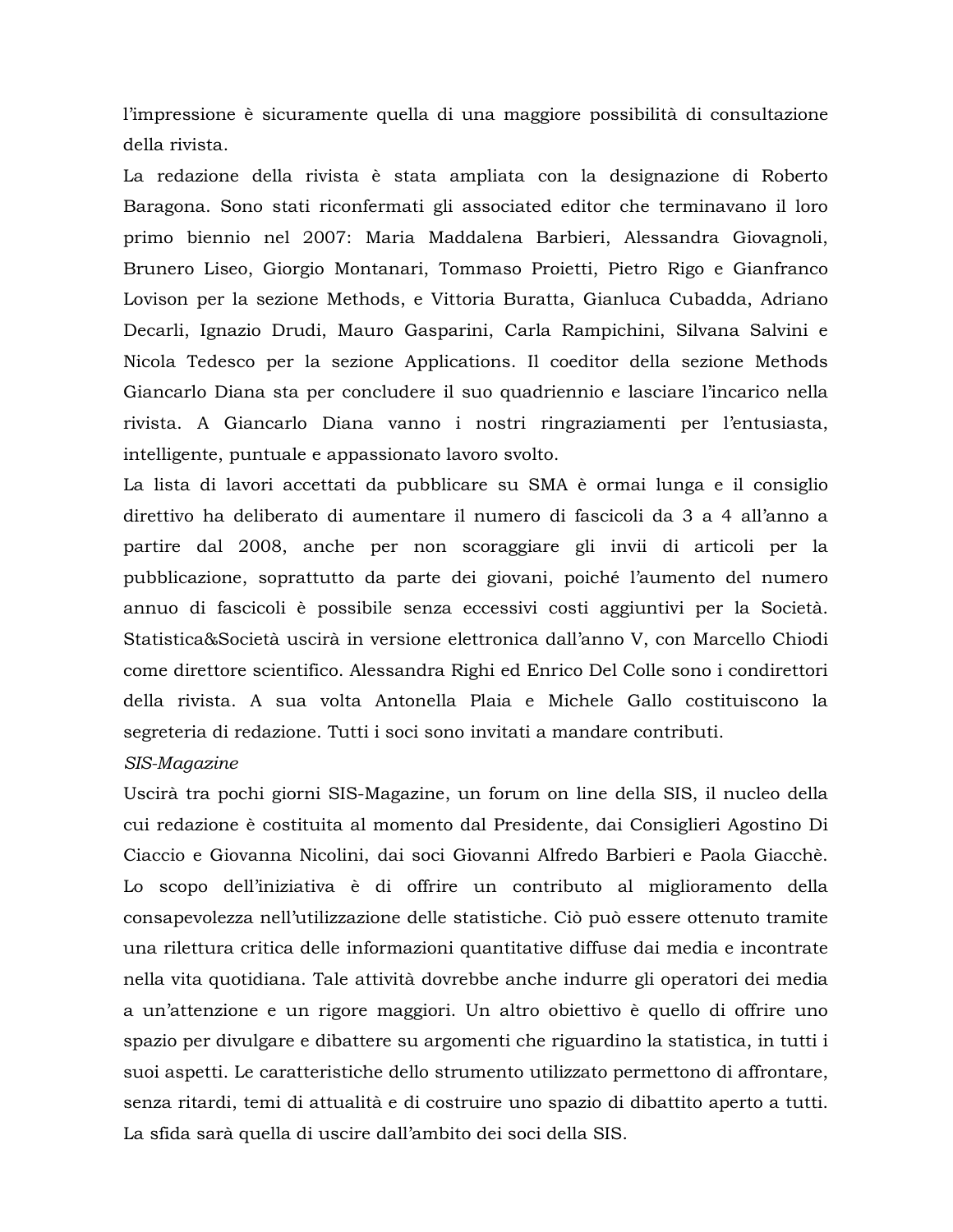l'impressione è sicuramente quella di una maggiore possibilità di consultazione della rivista.

La redazione della rivista è stata ampliata con la designazione di Roberto Baragona. Sono stati riconfermati gli associated editor che terminavano il loro primo biennio nel 2007: Maria Maddalena Barbieri, Alessandra Giovagnoli, Brunero Liseo, Giorgio Montanari, Tommaso Proietti, Pietro Rigo e Gianfranco Lovison per la sezione Methods, e Vittoria Buratta, Gianluca Cubadda, Adriano Decarli, Ignazio Drudi, Mauro Gasparini, Carla Rampichini, Silvana Salvini e Nicola Tedesco per la sezione Applications. Il coeditor della sezione Methods Giancarlo Diana sta per concludere il suo quadriennio e lasciare l'incarico nella rivista. A Giancarlo Diana vanno i nostri ringraziamenti per l'entusiasta, intelligente, puntuale e appassionato lavoro svolto.

La lista di lavori accettati da pubblicare su SMA è ormai lunga e il consiglio direttivo ha deliberato di aumentare il numero di fascicoli da 3 a 4 all'anno a partire dal 2008, anche per non scoraggiare gli invii di articoli per la pubblicazione, soprattutto da parte dei giovani, poiché l'aumento del numero annuo di fascicoli è possibile senza eccessivi costi aggiuntivi per la Società. Statistica&Società uscirà in versione elettronica dall'anno V, con Marcello Chiodi come direttore scientifico. Alessandra Righi ed Enrico Del Colle sono i condirettori della rivista. A sua volta Antonella Plaia e Michele Gallo costituiscono la segreteria di redazione. Tutti i soci sono invitati a mandare contributi.

*SIS-Magazine*

Uscirà tra pochi giorni SIS-Magazine, un forum on line della SIS, il nucleo della cui redazione è costituita al momento dal Presidente, dai Consiglieri Agostino Di Ciaccio e Giovanna Nicolini, dai soci Giovanni Alfredo Barbieri e Paola Giacchè. Lo scopo dell'iniziativa è di offrire un contributo al miglioramento della consapevolezza nell'utilizzazione delle statistiche. Ciò può essere ottenuto tramite una rilettura critica delle informazioni quantitative diffuse dai media e incontrate nella vita quotidiana. Tale attività dovrebbe anche indurre gli operatori dei media a un'attenzione e un rigore maggiori. Un altro obiettivo è quello di offrire uno spazio per divulgare e dibattere su argomenti che riguardino la statistica, in tutti i suoi aspetti. Le caratteristiche dello strumento utilizzato permettono di affrontare, senza ritardi, temi di attualità e di costruire uno spazio di dibattito aperto a tutti. La sfida sarà quella di uscire dall'ambito dei soci della SIS.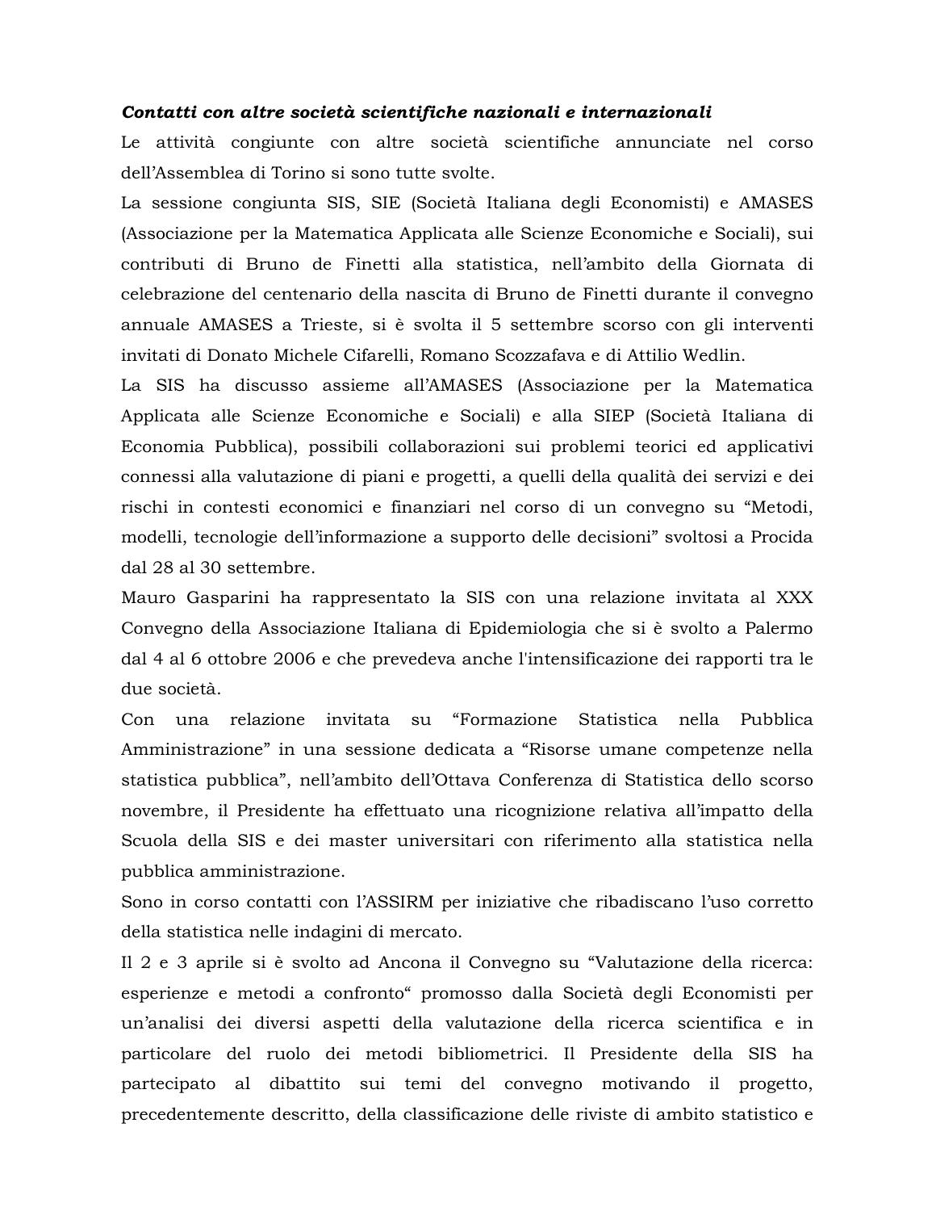***Contatti con altre società scientifiche nazionali e internazionali***

Le attività congiunte con altre società scientifiche annunciate nel corso dell'Assemblea di Torino si sono tutte svolte.

La sessione congiunta SIS, SIE (Società Italiana degli Economisti) e AMASES (Associazione per la Matematica Applicata alle Scienze Economiche e Sociali), sui contributi di Bruno de Finetti alla statistica, nell'ambito della Giornata di celebrazione del centenario della nascita di Bruno de Finetti durante il convegno annuale AMASES a Trieste, si è svolta il 5 settembre scorso con gli interventi invitati di Donato Michele Cifarelli, Romano Scozzafava e di Attilio Wedlin.

La SIS ha discusso assieme all'AMASES (Associazione per la Matematica Applicata alle Scienze Economiche e Sociali) e alla SIEP (Società Italiana di Economia Pubblica), possibili collaborazioni sui problemi teorici ed applicativi connessi alla valutazione di piani e progetti, a quelli della qualità dei servizi e dei rischi in contesti economici e finanziari nel corso di un convegno su "Metodi, modelli, tecnologie dell'informazione a supporto delle decisioni" svoltosi a Procida dal 28 al 30 settembre.

Mauro Gasparini ha rappresentato la SIS con una relazione invitata al XXX Convegno della Associazione Italiana di Epidemiologia che si è svolto a Palermo dal 4 al 6 ottobre 2006 e che prevedeva anche l'intensificazione dei rapporti tra le due società.

Con una relazione invitata su "Formazione Statistica nella Pubblica Amministrazione" in una sessione dedicata a "Risorse umane competenze nella statistica pubblica", nell'ambito dell'Ottava Conferenza di Statistica dello scorso novembre, il Presidente ha effettuato una ricognizione relativa all'impatto della Scuola della SIS e dei master universitari con riferimento alla statistica nella pubblica amministrazione.

Sono in corso contatti con l'ASSIRM per iniziative che ribadiscano l'uso corretto della statistica nelle indagini di mercato.

Il 2 e 3 aprile si è svolto ad Ancona il Convegno su "Valutazione della ricerca: esperienze e metodi a confronto" promosso dalla Società degli Economisti per un'analisi dei diversi aspetti della valutazione della ricerca scientifica e in particolare del ruolo dei metodi bibliometrici. Il Presidente della SIS ha partecipato al dibattito sui temi del convegno motivando il progetto, precedentemente descritto, della classificazione delle riviste di ambito statistico e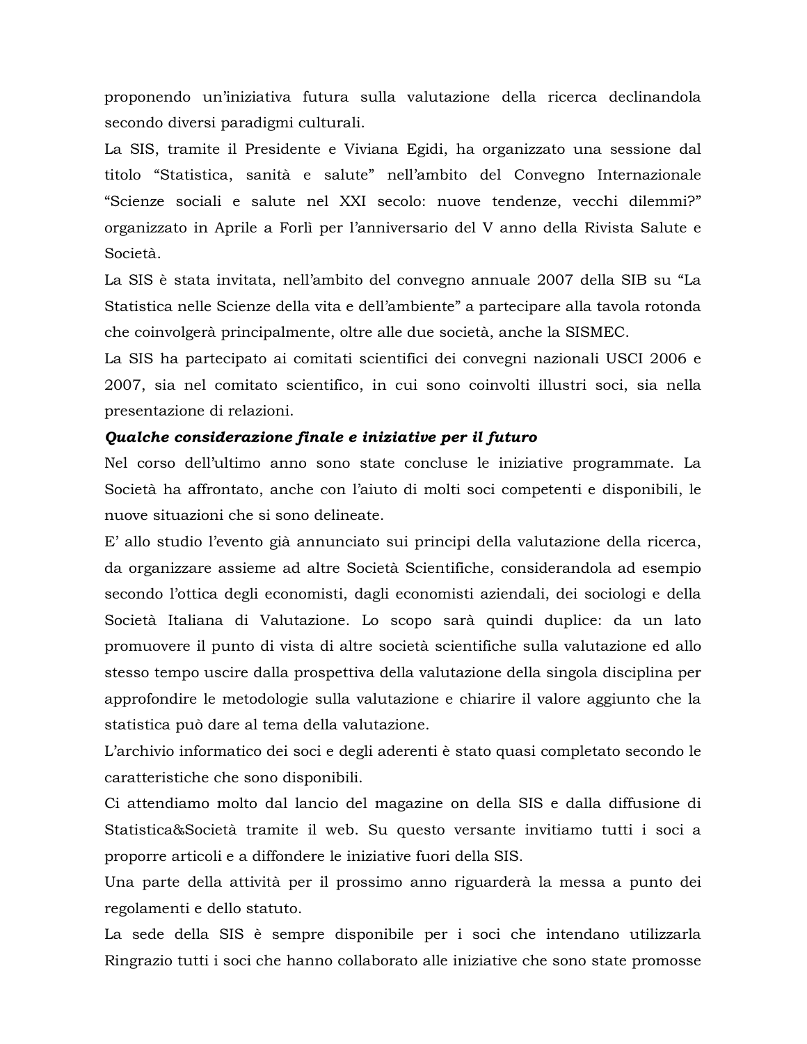proponendo un'iniziativa futura sulla valutazione della ricerca declinandola secondo diversi paradigmi culturali.

La SIS, tramite il Presidente e Viviana Egidi, ha organizzato una sessione dal titolo "Statistica, sanità e salute" nell'ambito del Convegno Internazionale "Scienze sociali e salute nel XXI secolo: nuove tendenze, vecchi dilemmi?" organizzato in Aprile a Forlì per l'anniversario del V anno della Rivista Salute e Società.

La SIS è stata invitata, nell'ambito del convegno annuale 2007 della SIB su "La Statistica nelle Scienze della vita e dell'ambiente" a partecipare alla tavola rotonda che coinvolgerà principalmente, oltre alle due società, anche la SISMEC.

La SIS ha partecipato ai comitati scientifici dei convegni nazionali USCI 2006 e 2007, sia nel comitato scientifico, in cui sono coinvolti illustri soci, sia nella presentazione di relazioni.

***Qualche considerazione finale e iniziative per il futuro***

Nel corso dell'ultimo anno sono state concluse le iniziative programmate. La Società ha affrontato, anche con l'aiuto di molti soci competenti e disponibili, le nuove situazioni che si sono delineate.

E' allo studio l'evento già annunciato sui principi della valutazione della ricerca, da organizzare assieme ad altre Società Scientifiche, considerandola ad esempio secondo l'ottica degli economisti, dagli economisti aziendali, dei sociologi e della Società Italiana di Valutazione. Lo scopo sarà quindi duplice: da un lato promuovere il punto di vista di altre società scientifiche sulla valutazione ed allo stesso tempo uscire dalla prospettiva della valutazione della singola disciplina per approfondire le metodologie sulla valutazione e chiarire il valore aggiunto che la statistica può dare al tema della valutazione.

L'archivio informatico dei soci e degli aderenti è stato quasi completato secondo le caratteristiche che sono disponibili.

Ci attendiamo molto dal lancio del magazine on della SIS e dalla diffusione di Statistica&Società tramite il web. Su questo versante invitiamo tutti i soci a proporre articoli e a diffondere le iniziative fuori della SIS.

Una parte della attività per il prossimo anno riguarderà la messa a punto dei regolamenti e dello statuto.

La sede della SIS è sempre disponibile per i soci che intendano utilizzarla

Ringrazio tutti i soci che hanno collaborato alle iniziative che sono state promosse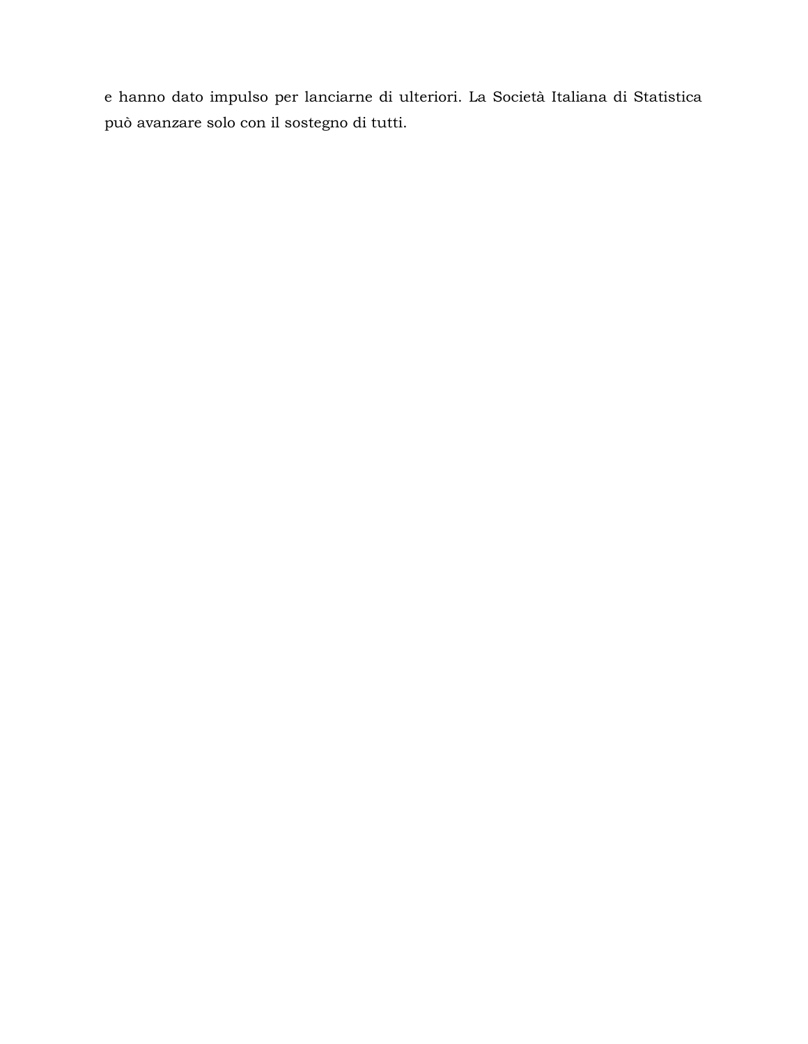e hanno dato impulso per lanciarne di ulteriori. La Società Italiana di Statistica può avanzare solo con il sostegno di tutti.